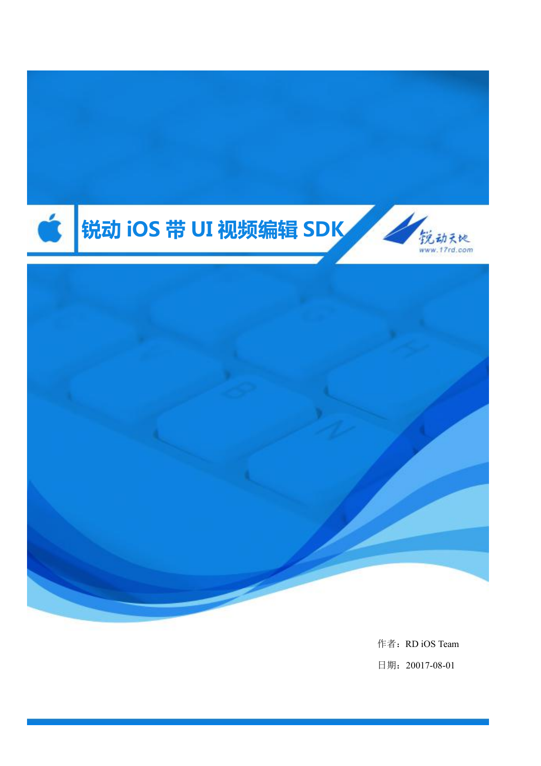# 锐动 iOS 带 UI 视频编辑 SDK

锐动天地

www.17rd.com

作者：RD iOS Team

日期：20017-08-01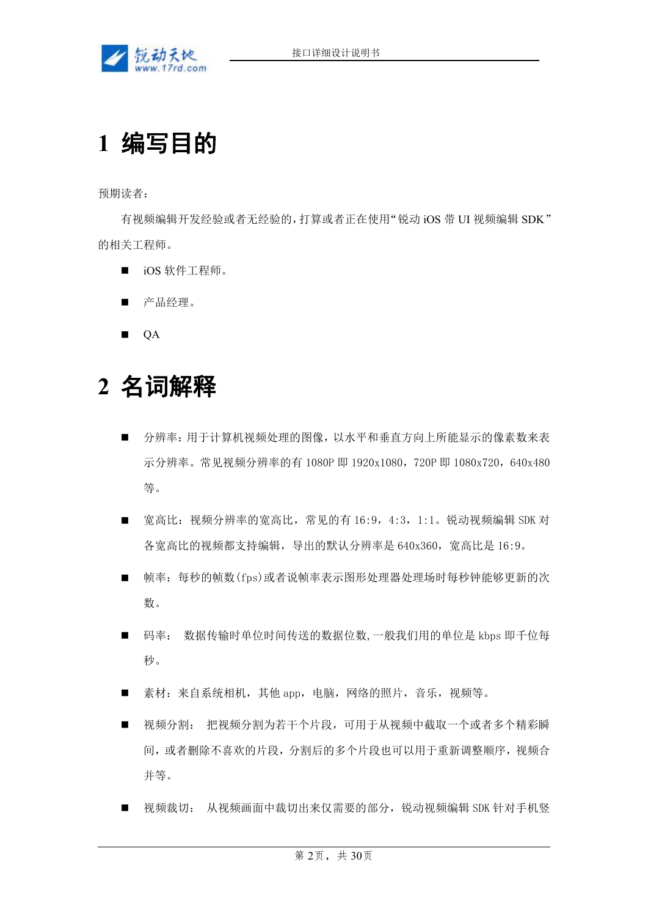# 1 编写目的

预期读者：

有视频编辑开发经验或者无经验的，打算或者正在使用“锐动 iOS 带 UI 视频编辑 SDK”的相关工程师。

- iOS 软件工程师。
- 产品经理。
- QA

# 2 名词解释

- 分辨率：用于计算机视频处理的图像，以水平和垂直方向上所能显示的像素数来表示分辨率。常见视频分辨率的有 1080P 即 1920x1080，720P 即 1080x720，640x480 等。
- 宽高比：视频分辨率的宽高比，常见的有 16:9，4:3，1:1。锐动视频编辑 SDK 对各宽高比的视频都支持编辑，导出的默认分辨率是 640x360，宽高比是 16:9。
- 帧率：每秒的帧数(fps)或者说帧率表示图形处理器处理场时每秒钟能够更新的次数。
- 码率： 数据传输时单位时间传送的数据位数,一般我们用的单位是 kbps 即千位每秒。
- 素材：来自系统相机，其他 app，电脑，网络的照片，音乐，视频等。
- 视频分割： 把视频分割为若干个片段，可用于从视频中截取一个或者多个精彩瞬间，或者删除不喜欢的片段，分割后的多个片段也可以用于重新调整顺序，视频合并等。
- 视频裁切： 从视频画面中裁切出来仅需要的部分，锐动视频编辑 SDK 针对手机竖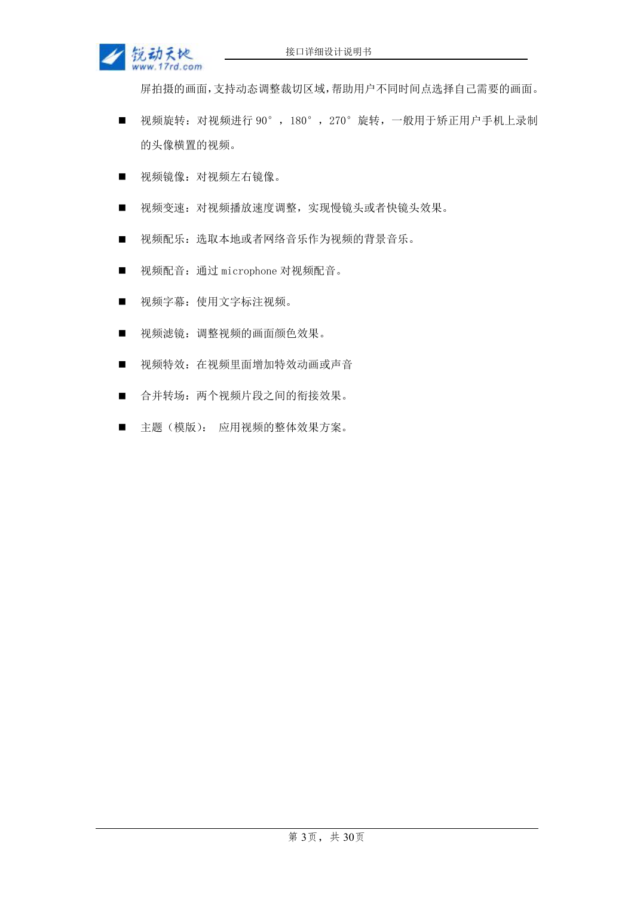屏拍摄的画面,支持动态调整裁切区域,帮助用户不同时间点选择自己需要的画面。

- 视频旋转：对视频进行 90°，180°，270° 旋转，一般用于矫正用户手机上录制的头像横置的视频。
- 视频镜像：对视频左右镜像。
- 视频变速：对视频播放速度调整，实现慢镜头或者快镜头效果。
- 视频配乐：选取本地或者网络音乐作为视频的背景音乐。
- 视频配音：通过 microphone 对视频配音。
- 视频字幕：使用文字标注视频。
- 视频滤镜：调整视频的画面颜色效果。
- 视频特效：在视频里面增加特效动画或声音
- 合并转场：两个视频片段之间的衔接效果。
- 主题（模版）： 应用视频的整体效果方案。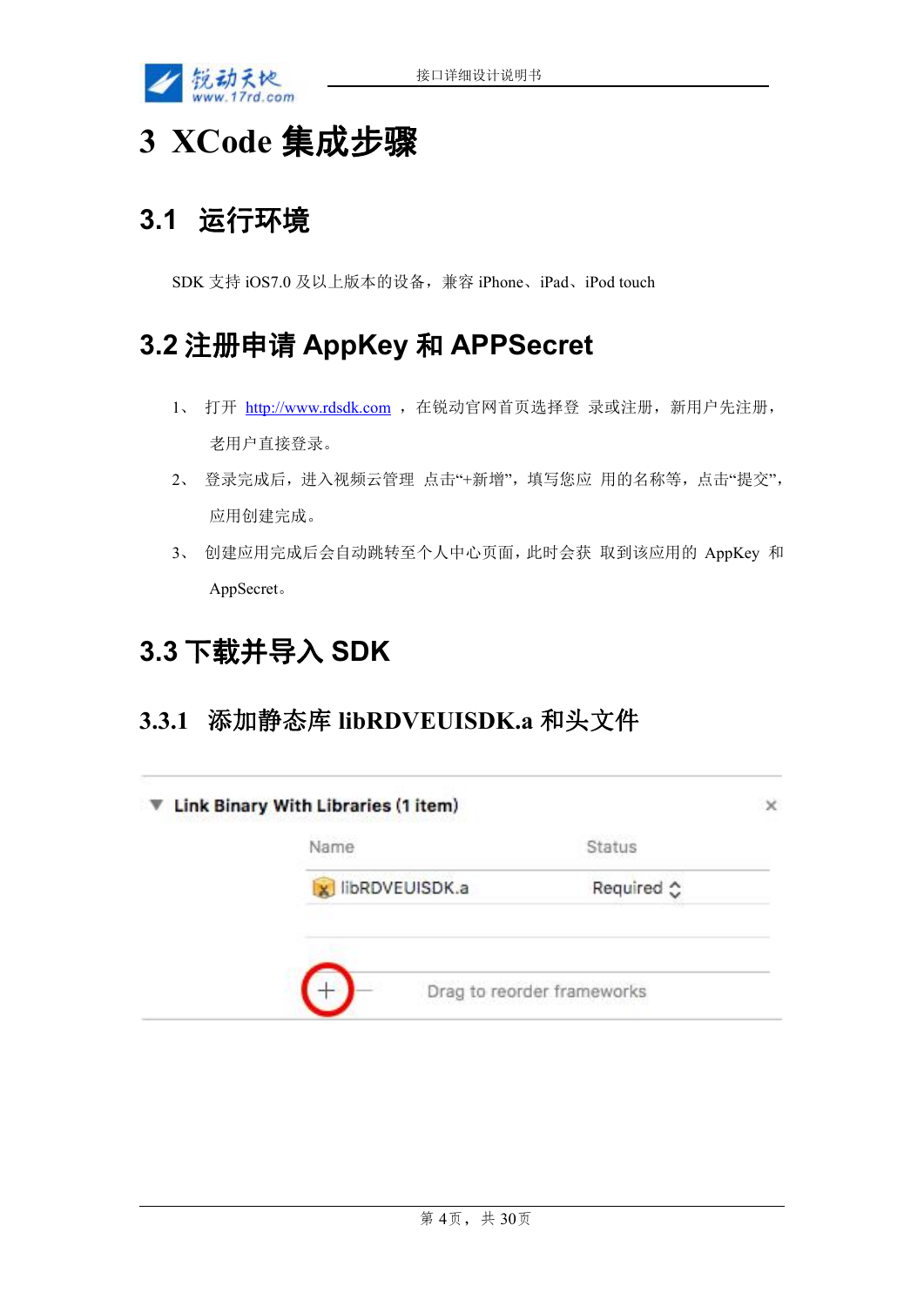# 3 XCode 集成步骤

## 3.1 运行环境

SDK 支持 iOS7.0 及以上版本的设备，兼容 iPhone、iPad、iPod touch

## 3.2 注册申请 AppKey 和 APPSecret

1、 打开 http://www.rdsdk.com ，在锐动官网首页选择登 录或注册，新用户先注册，老用户直接登录。

2、 登录完成后，进入视频云管理 点击"+新增"，填写您应 用的名称等，点击"提交"，应用创建完成。

3、 创建应用完成后会自动跳转至个人中心页面，此时会获 取到该应用的 AppKey 和 AppSecret。

## 3.3 下载并导入 SDK

### 3.3.1 添加静态库 libRDVEUISDK.a 和头文件

Link Binary With Libraries (1 item)

| Name | Status |
| --- | --- |
| libRDVEUISDK.a | Required |

Drag to reorder frameworks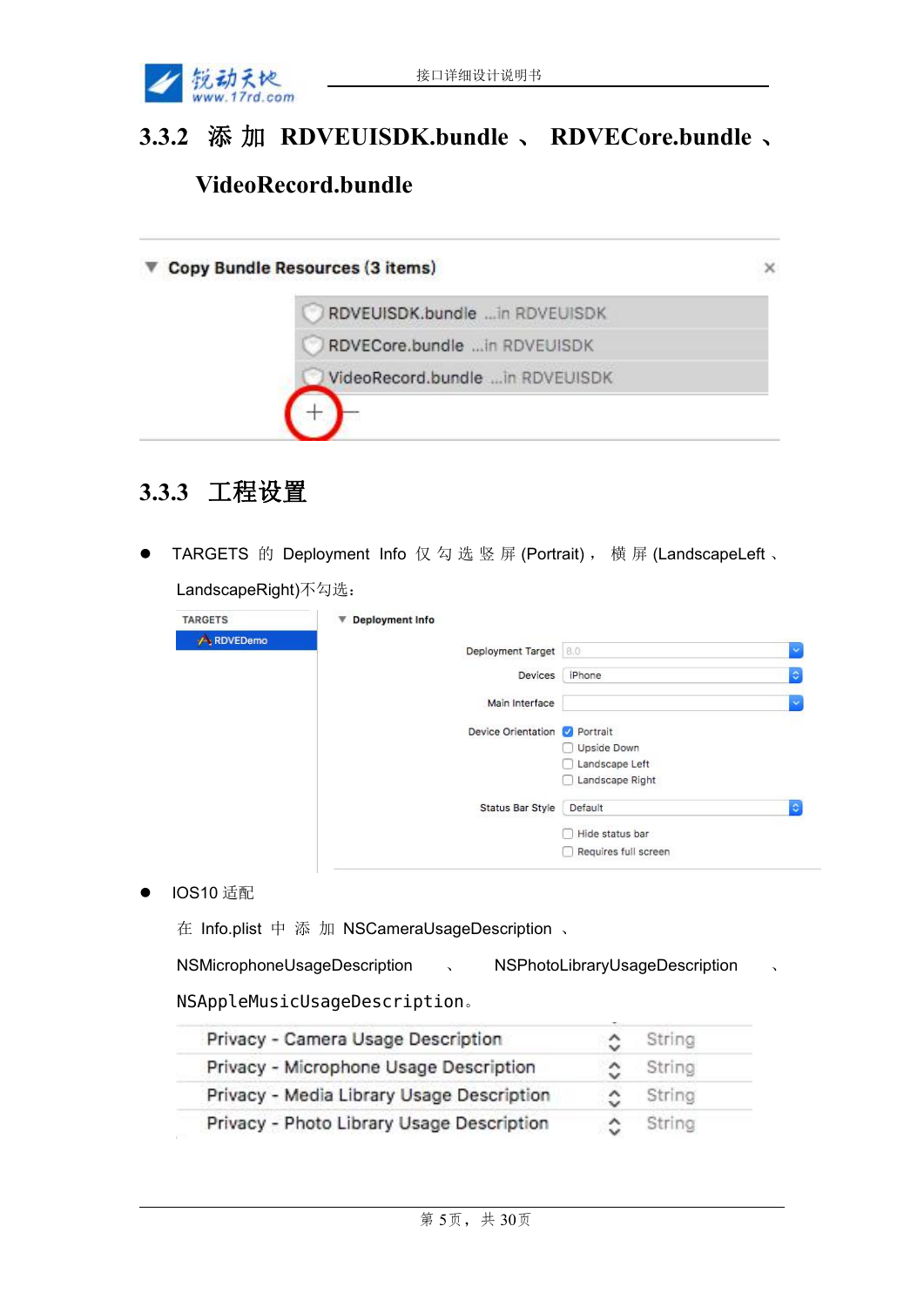### 3.3.2 添加 RDVEUISDK.bundle、RDVECore.bundle、VideoRecord.bundle

Copy Bundle Resources (3 items)

- RDVEUISDK.bundle ...in RDVEUISDK
- RDVECore.bundle ...in RDVEUISDK
- VideoRecord.bundle ...in RDVEUISDK

### 3.3.3 工程设置

- TARGETS 的 Deployment Info 仅勾选竖屏(Portrait)，横屏(LandscapeLeft、LandscapeRight)不勾选：

TARGETS: RDVEDemo

Deployment Info

| | |
|---|---|
| Deployment Target | 8.0 |
| Devices | iPhone |
| Main Interface | |
| Device Orientation | ☑ Portrait<br>☐ Upside Down<br>☐ Landscape Left<br>☐ Landscape Right |
| Status Bar Style | Default |
| | ☐ Hide status bar<br>☐ Requires full screen |

- IOS10 适配

在 Info.plist 中添加 NSCameraUsageDescription、NSMicrophoneUsageDescription、NSPhotoLibraryUsageDescription、NSAppleMusicUsageDescription。

| | |
|---|---|
| Privacy - Camera Usage Description | String |
| Privacy - Microphone Usage Description | String |
| Privacy - Media Library Usage Description | String |
| Privacy - Photo Library Usage Description | String |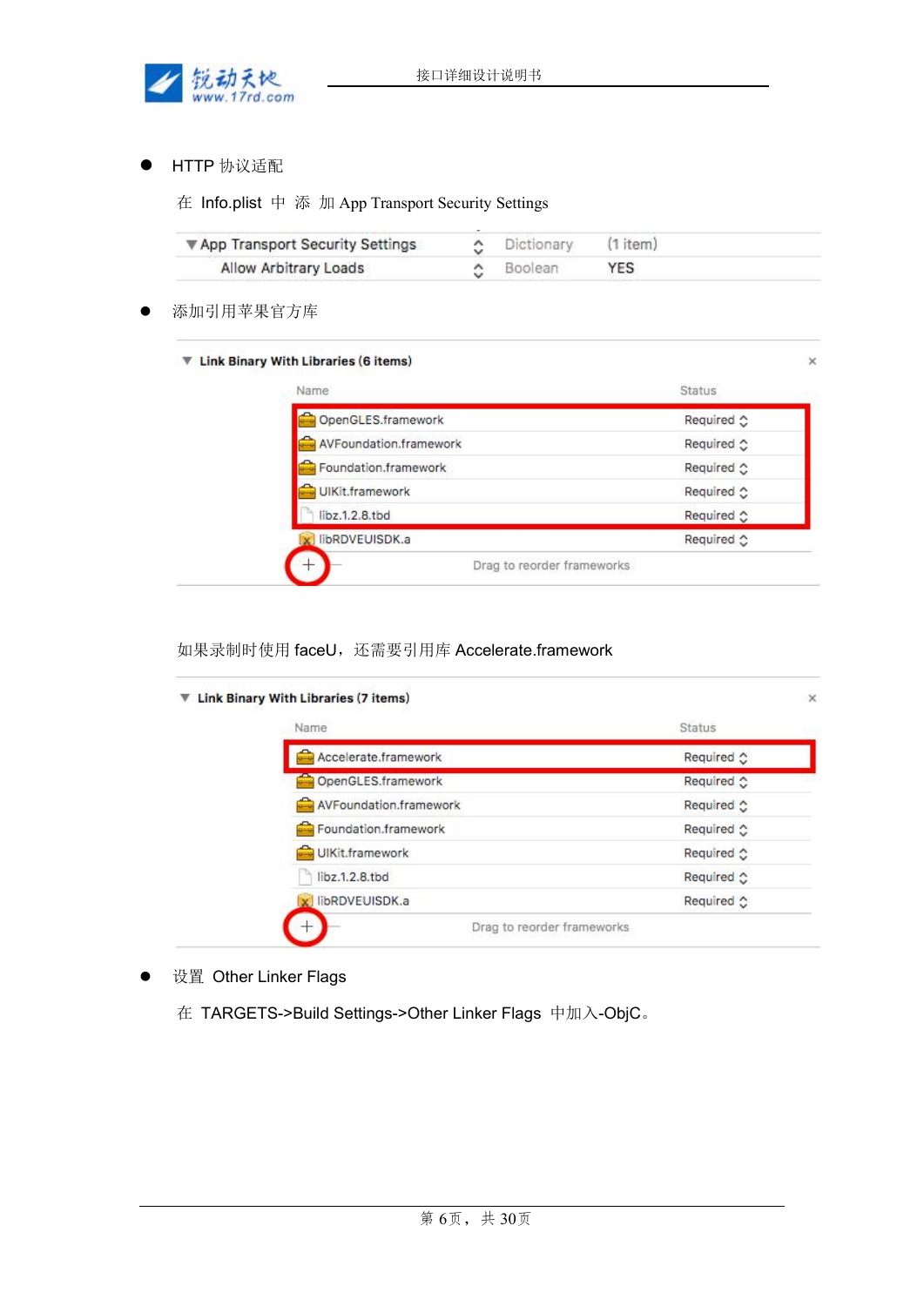- HTTP 协议适配

  在 Info.plist 中 添 加 App Transport Security Settings

| Key | Type | Value |
| --- | --- | --- |
| ▼App Transport Security Settings | Dictionary | (1 item) |
| Allow Arbitrary Loads | Boolean | YES |

- 添加引用苹果官方库

▼ Link Binary With Libraries (6 items)

| Name | Status |
| --- | --- |
| OpenGLES.framework | Required |
| AVFoundation.framework | Required |
| Foundation.framework | Required |
| UIKit.framework | Required |
| libz.1.2.8.tbd | Required |
| libRDVEUISDK.a | Required |

Drag to reorder frameworks

如果录制时使用 faceU，还需要引用库 Accelerate.framework

▼ Link Binary With Libraries (7 items)

| Name | Status |
| --- | --- |
| Accelerate.framework | Required |
| OpenGLES.framework | Required |
| AVFoundation.framework | Required |
| Foundation.framework | Required |
| UIKit.framework | Required |
| libz.1.2.8.tbd | Required |
| libRDVEUISDK.a | Required |

Drag to reorder frameworks

- 设置 Other Linker Flags

  在 TARGETS->Build Settings->Other Linker Flags 中加入-ObjC。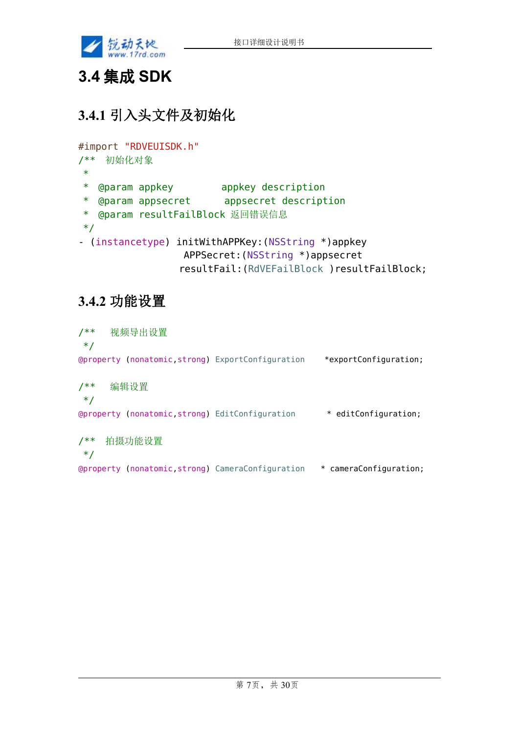## 3.4 集成 SDK

### 3.4.1 引入头文件及初始化

```
#import "RDVEUISDK.h"
/**  初始化对象
 *
 *  @param appkey         appkey description
 *  @param appsecret      appsecret description
 *  @param resultFailBlock 返回错误信息
 */
- (instancetype) initWithAPPKey:(NSString *)appkey
                  APPSecret:(NSString *)appsecret
                 resultFail:(RdVEFailBlock )resultFailBlock;
```

### 3.4.2 功能设置

```
/**   视频导出设置
 */
@property (nonatomic,strong) ExportConfiguration    *exportConfiguration;

/**   编辑设置
 */
@property (nonatomic,strong) EditConfiguration       * editConfiguration;

/**  拍摄功能设置
 */
@property (nonatomic,strong) CameraConfiguration   * cameraConfiguration;
```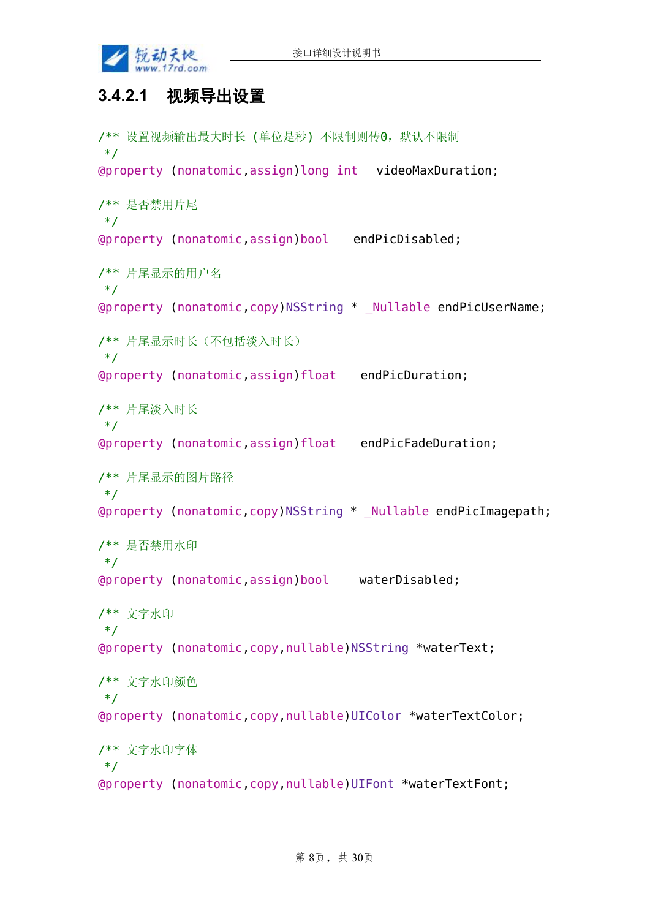### 3.4.2.1 视频导出设置

```
/** 设置视频输出最大时长 (单位是秒) 不限制则传0, 默认不限制
 */
@property (nonatomic,assign)long int   videoMaxDuration;

/** 是否禁用片尾
 */
@property (nonatomic,assign)bool    endPicDisabled;

/** 片尾显示的用户名
 */
@property (nonatomic,copy)NSString * _Nullable endPicUserName;

/** 片尾显示时长（不包括淡入时长）
 */
@property (nonatomic,assign)float    endPicDuration;

/** 片尾淡入时长
 */
@property (nonatomic,assign)float    endPicFadeDuration;

/** 片尾显示的图片路径
 */
@property (nonatomic,copy)NSString * _Nullable endPicImagepath;

/** 是否禁用水印
 */
@property (nonatomic,assign)bool     waterDisabled;

/** 文字水印
 */
@property (nonatomic,copy,nullable)NSString *waterText;

/** 文字水印颜色
 */
@property (nonatomic,copy,nullable)UIColor *waterTextColor;

/** 文字水印字体
 */
@property (nonatomic,copy,nullable)UIFont *waterTextFont;
```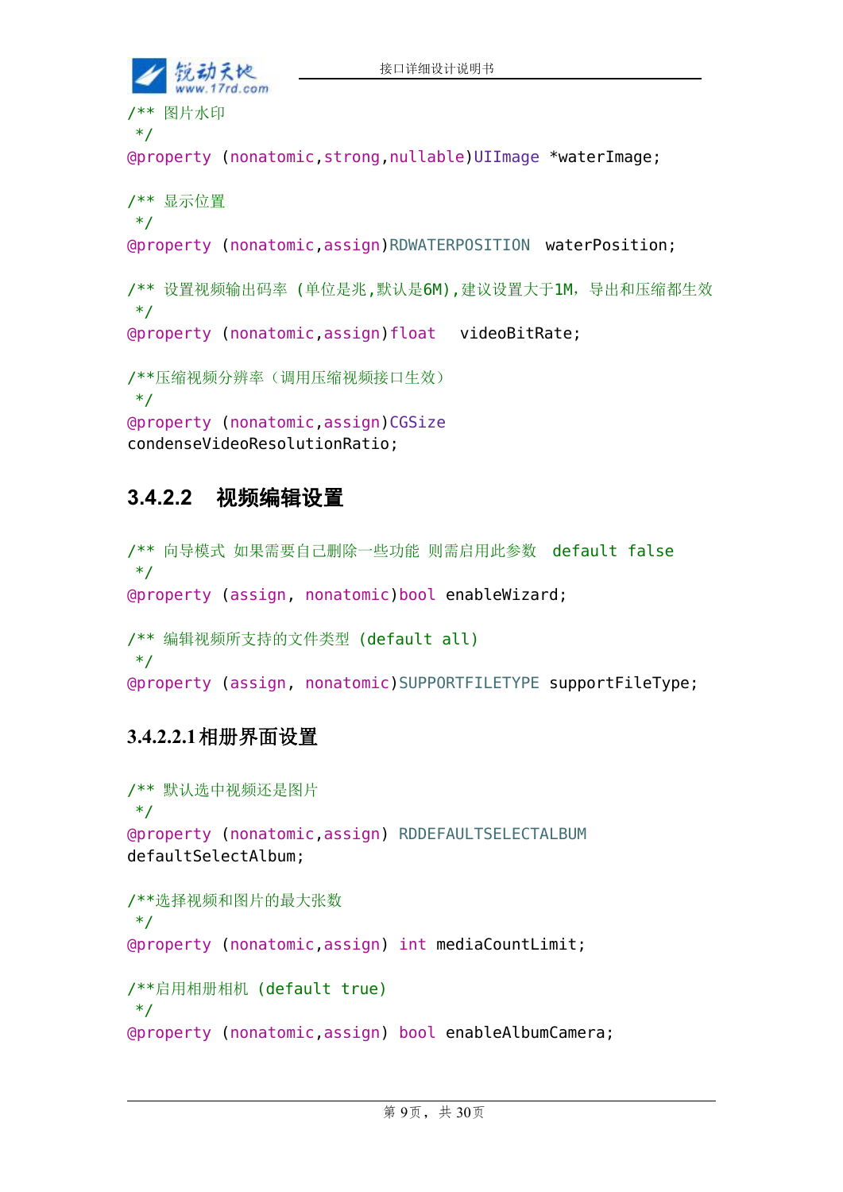```
/** 图片水印
 */
@property (nonatomic,strong,nullable)UIImage *waterImage;

/** 显示位置
 */
@property (nonatomic,assign)RDWATERPOSITION  waterPosition;

/** 设置视频输出码率 (单位是兆,默认是6M),建议设置大于1M, 导出和压缩都生效
 */
@property (nonatomic,assign)float   videoBitRate;

/**压缩视频分辨率（调用压缩视频接口生效）
 */
@property (nonatomic,assign)CGSize
condenseVideoResolutionRatio;
```

### 3.4.2.2 视频编辑设置

```
/** 向导模式 如果需要自己删除一些功能 则需启用此参数  default false
 */
@property (assign, nonatomic)bool enableWizard;

/** 编辑视频所支持的文件类型 (default all)
 */
@property (assign, nonatomic)SUPPORTFILETYPE supportFileType;
```

#### 3.4.2.2.1 相册界面设置

```
/** 默认选中视频还是图片
 */
@property (nonatomic,assign) RDDEFAULTSELECTALBUM
defaultSelectAlbum;

/**选择视频和图片的最大张数
 */
@property (nonatomic,assign) int mediaCountLimit;

/**启用相册相机 (default true)
 */
@property (nonatomic,assign) bool enableAlbumCamera;
```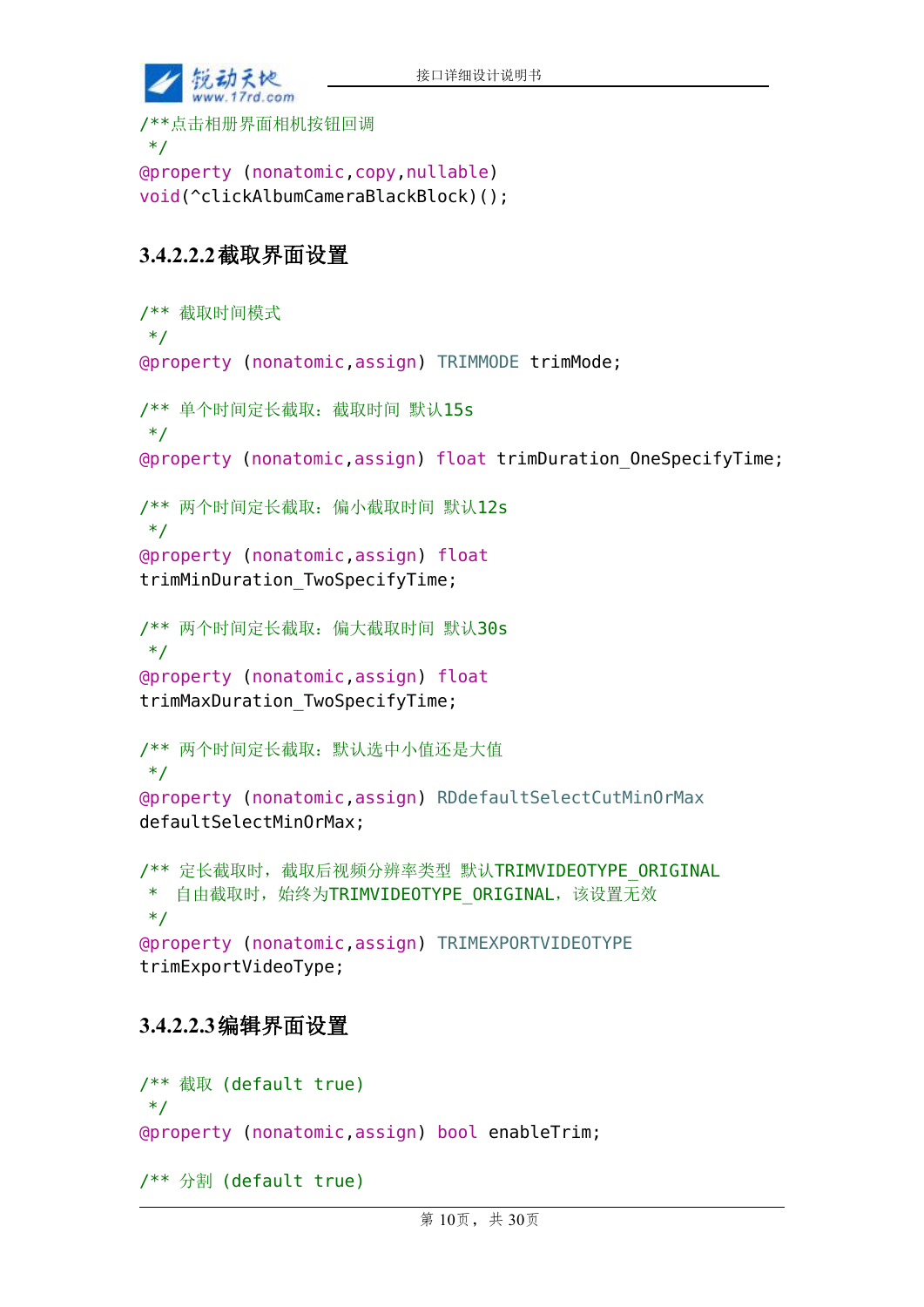```
/**点击相册界面相机按钮回调
 */
@property (nonatomic,copy,nullable)
void(^clickAlbumCameraBlackBlock)();
```

#### 3.4.2.2.2 截取界面设置

```
/** 截取时间模式
 */
@property (nonatomic,assign) TRIMMODE trimMode;

/** 单个时间定长截取：截取时间 默认15s
 */
@property (nonatomic,assign) float trimDuration_OneSpecifyTime;

/** 两个时间定长截取：偏小截取时间 默认12s
 */
@property (nonatomic,assign) float
trimMinDuration_TwoSpecifyTime;

/** 两个时间定长截取：偏大截取时间 默认30s
 */
@property (nonatomic,assign) float
trimMaxDuration_TwoSpecifyTime;

/** 两个时间定长截取：默认选中小值还是大值
 */
@property (nonatomic,assign) RDdefaultSelectCutMinOrMax
defaultSelectMinOrMax;

/** 定长截取时，截取后视频分辨率类型 默认TRIMVIDEOTYPE_ORIGINAL
 *  自由截取时，始终为TRIMVIDEOTYPE_ORIGINAL，该设置无效
 */
@property (nonatomic,assign) TRIMEXPORTVIDEOTYPE
trimExportVideoType;
```

#### 3.4.2.2.3 编辑界面设置

```
/** 截取 (default true)
 */
@property (nonatomic,assign) bool enableTrim;

/** 分割 (default true)
```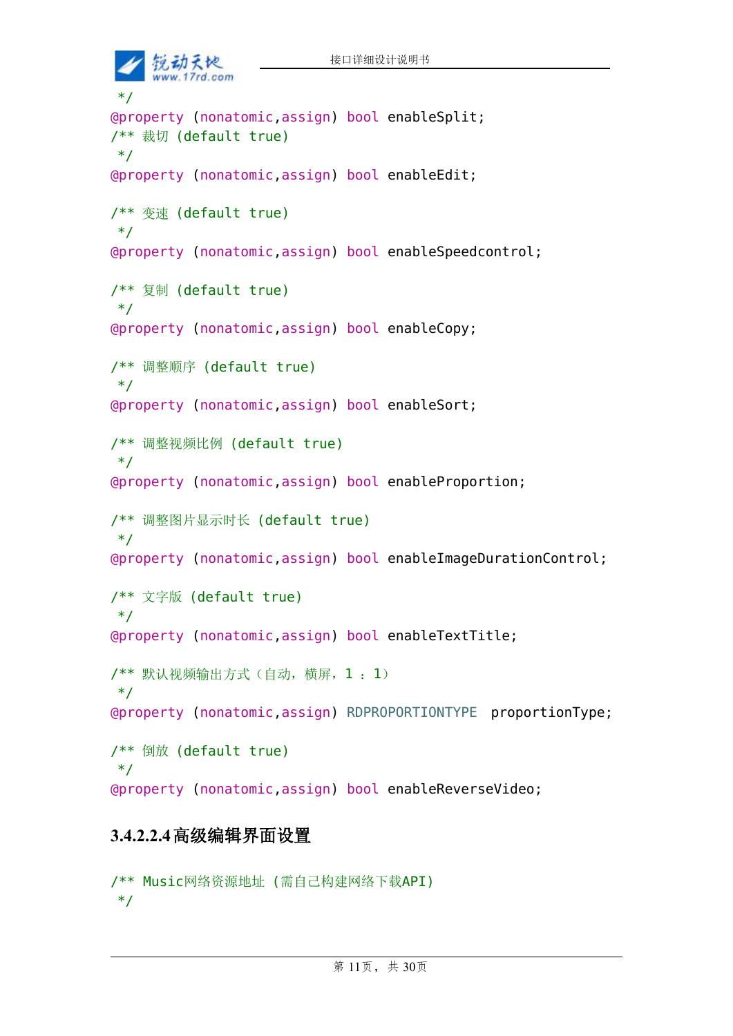```
 */
@property (nonatomic,assign) bool enableSplit;
/** 裁切 (default true)
 */
@property (nonatomic,assign) bool enableEdit;

/** 变速 (default true)
 */
@property (nonatomic,assign) bool enableSpeedcontrol;

/** 复制 (default true)
 */
@property (nonatomic,assign) bool enableCopy;

/** 调整顺序 (default true)
 */
@property (nonatomic,assign) bool enableSort;

/** 调整视频比例 (default true)
 */
@property (nonatomic,assign) bool enableProportion;

/** 调整图片显示时长 (default true)
 */
@property (nonatomic,assign) bool enableImageDurationControl;

/** 文字版 (default true)
 */
@property (nonatomic,assign) bool enableTextTitle;

/** 默认视频输出方式（自动，横屏，1 ：1）
 */
@property (nonatomic,assign) RDPROPORTIONTYPE  proportionType;

/** 倒放 (default true)
 */
@property (nonatomic,assign) bool enableReverseVideo;
```

#### 3.4.2.2.4 高级编辑界面设置

```
/** Music网络资源地址 (需自己构建网络下载API)
 */
```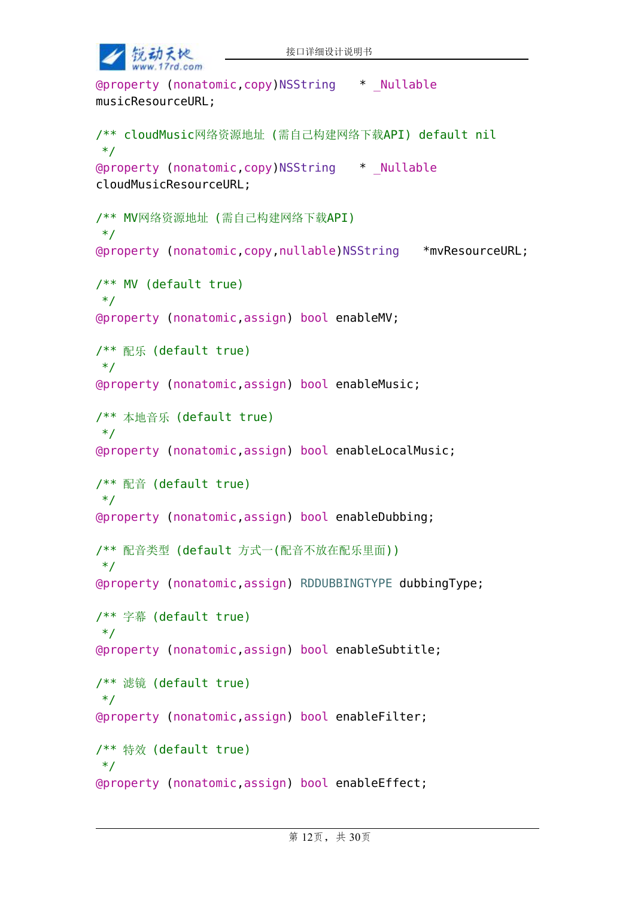```
@property (nonatomic,copy)NSString    * _Nullable
musicResourceURL;

/** cloudMusic网络资源地址 (需自己构建网络下载API) default nil
 */
@property (nonatomic,copy)NSString    * _Nullable
cloudMusicResourceURL;

/** MV网络资源地址 (需自己构建网络下载API)
 */
@property (nonatomic,copy,nullable)NSString    *mvResourceURL;

/** MV (default true)
 */
@property (nonatomic,assign) bool enableMV;

/** 配乐 (default true)
 */
@property (nonatomic,assign) bool enableMusic;

/** 本地音乐 (default true)
 */
@property (nonatomic,assign) bool enableLocalMusic;

/** 配音 (default true)
 */
@property (nonatomic,assign) bool enableDubbing;

/** 配音类型 (default 方式一(配音不放在配乐里面))
 */
@property (nonatomic,assign) RDDUBBINGTYPE dubbingType;

/** 字幕 (default true)
 */
@property (nonatomic,assign) bool enableSubtitle;

/** 滤镜 (default true)
 */
@property (nonatomic,assign) bool enableFilter;

/** 特效 (default true)
 */
@property (nonatomic,assign) bool enableEffect;
```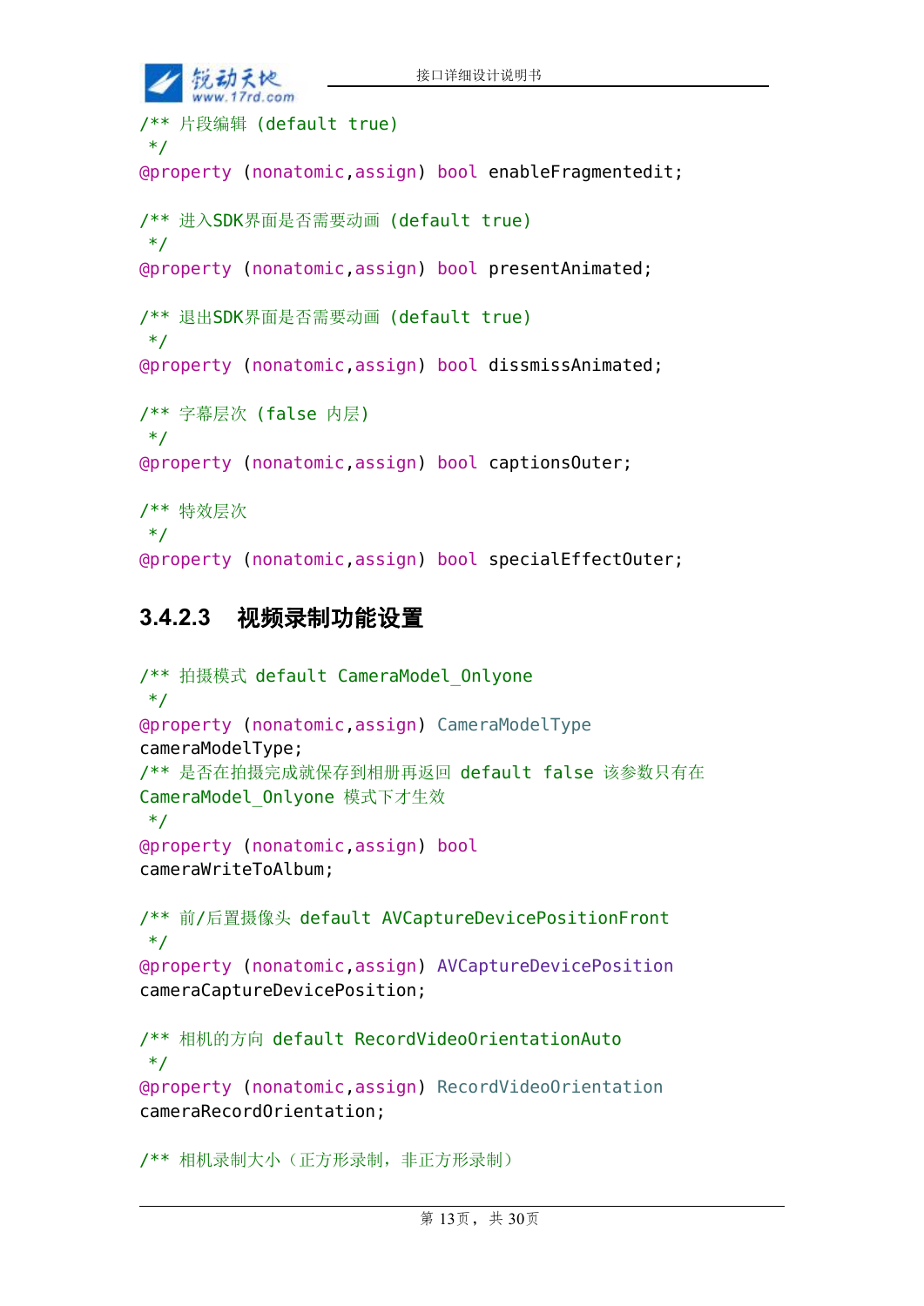```
/** 片段编辑 (default true)
 */
@property (nonatomic,assign) bool enableFragmentedit;

/** 进入SDK界面是否需要动画 (default true)
 */
@property (nonatomic,assign) bool presentAnimated;

/** 退出SDK界面是否需要动画 (default true)
 */
@property (nonatomic,assign) bool dissmissAnimated;

/** 字幕层次 (false 内层)
 */
@property (nonatomic,assign) bool captionsOuter;

/** 特效层次
 */
@property (nonatomic,assign) bool specialEffectOuter;
```

#### 3.4.2.3 视频录制功能设置

```
/** 拍摄模式 default CameraModel_Onlyone
 */
@property (nonatomic,assign) CameraModelType
cameraModelType;
/** 是否在拍摄完成就保存到相册再返回 default false 该参数只有在
CameraModel_Onlyone 模式下才生效
 */
@property (nonatomic,assign) bool
cameraWriteToAlbum;

/** 前/后置摄像头 default AVCaptureDevicePositionFront
 */
@property (nonatomic,assign) AVCaptureDevicePosition
cameraCaptureDevicePosition;

/** 相机的方向 default RecordVideoOrientationAuto
 */
@property (nonatomic,assign) RecordVideoOrientation
cameraRecordOrientation;

/** 相机录制大小（正方形录制，非正方形录制）
```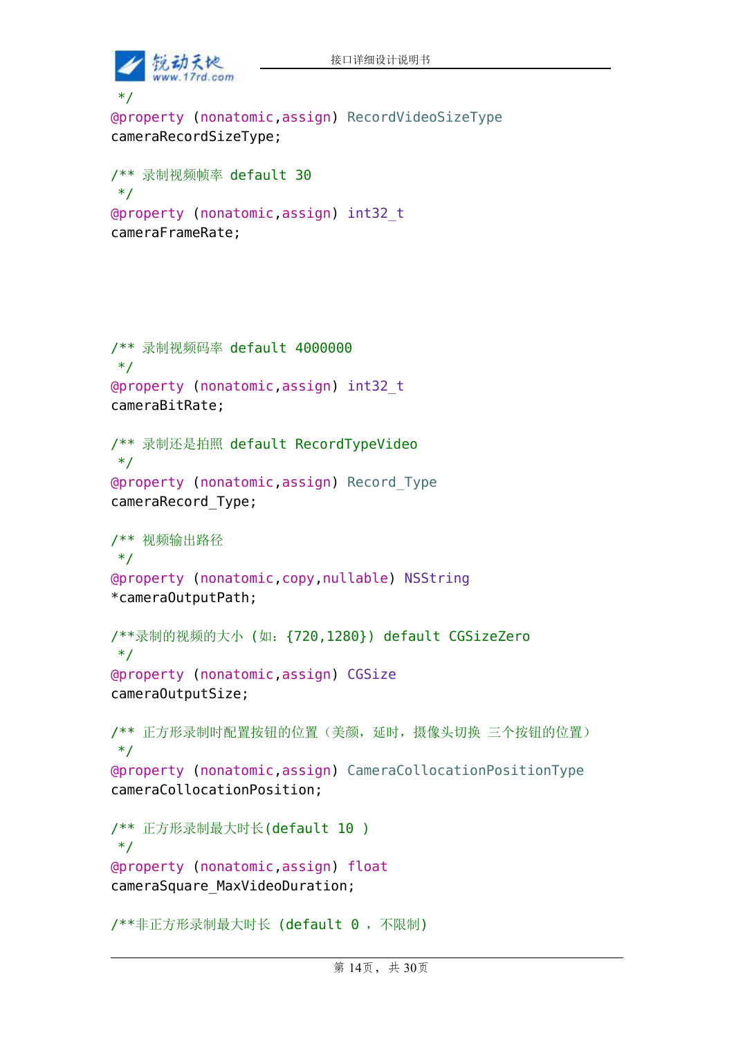```
 */
@property (nonatomic,assign) RecordVideoSizeType
cameraRecordSizeType;

/** 录制视频帧率 default 30
 */
@property (nonatomic,assign) int32_t
cameraFrameRate;




/** 录制视频码率 default 4000000
 */
@property (nonatomic,assign) int32_t
cameraBitRate;

/** 录制还是拍照 default RecordTypeVideo
 */
@property (nonatomic,assign) Record_Type
cameraRecord_Type;

/** 视频输出路径
 */
@property (nonatomic,copy,nullable) NSString
*cameraOutputPath;

/**录制的视频的大小 (如：{720,1280}) default CGSizeZero
 */
@property (nonatomic,assign) CGSize
cameraOutputSize;

/** 正方形录制时配置按钮的位置（美颜，延时，摄像头切换 三个按钮的位置）
 */
@property (nonatomic,assign) CameraCollocationPositionType
cameraCollocationPosition;

/** 正方形录制最大时长(default 10 )
 */
@property (nonatomic,assign) float
cameraSquare_MaxVideoDuration;

/**非正方形录制最大时长 (default 0 , 不限制)
```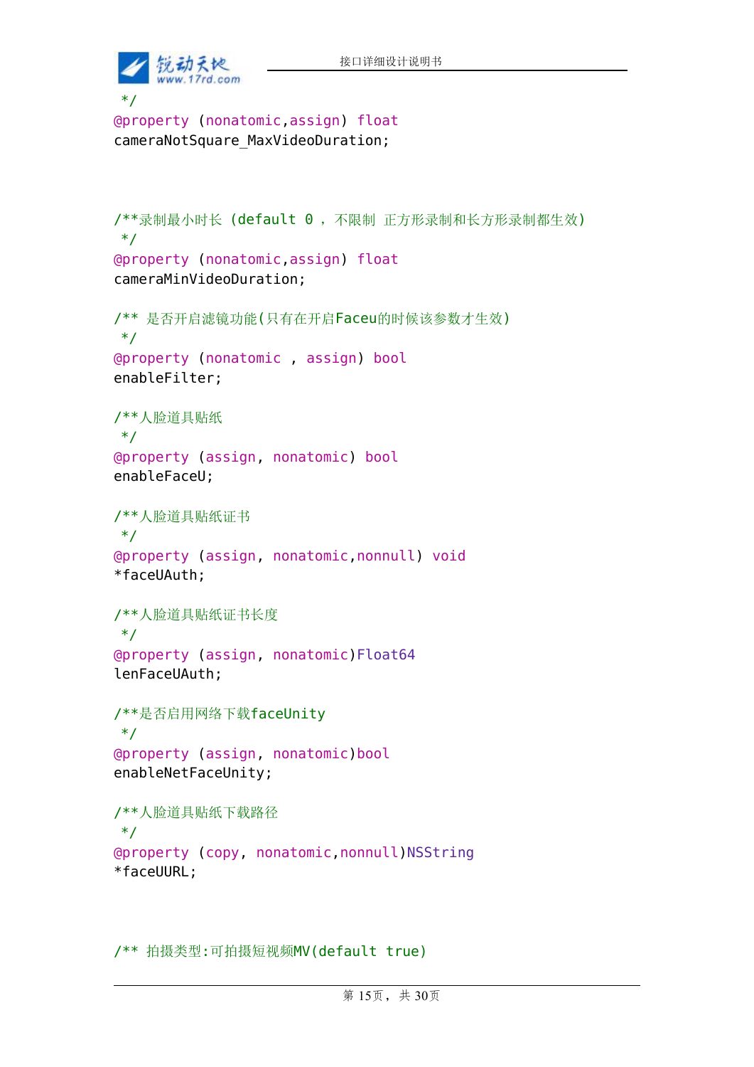```
 */
@property (nonatomic,assign) float
cameraNotSquare_MaxVideoDuration;



/**录制最小时长 (default 0 ， 不限制 正方形录制和长方形录制都生效)
 */
@property (nonatomic,assign) float
cameraMinVideoDuration;

/** 是否开启滤镜功能(只有在开启Faceu的时候该参数才生效)
 */
@property (nonatomic , assign) bool
enableFilter;

/**人脸道具贴纸
 */
@property (assign, nonatomic) bool
enableFaceU;

/**人脸道具贴纸证书
 */
@property (assign, nonatomic,nonnull) void
*faceUAuth;

/**人脸道具贴纸证书长度
 */
@property (assign, nonatomic)Float64
lenFaceUAuth;

/**是否启用网络下载faceUnity
 */
@property (assign, nonatomic)bool
enableNetFaceUnity;

/**人脸道具贴纸下载路径
 */
@property (copy, nonatomic,nonnull)NSString
*faceUURL;



/** 拍摄类型:可拍摄短视频MV(default true)
```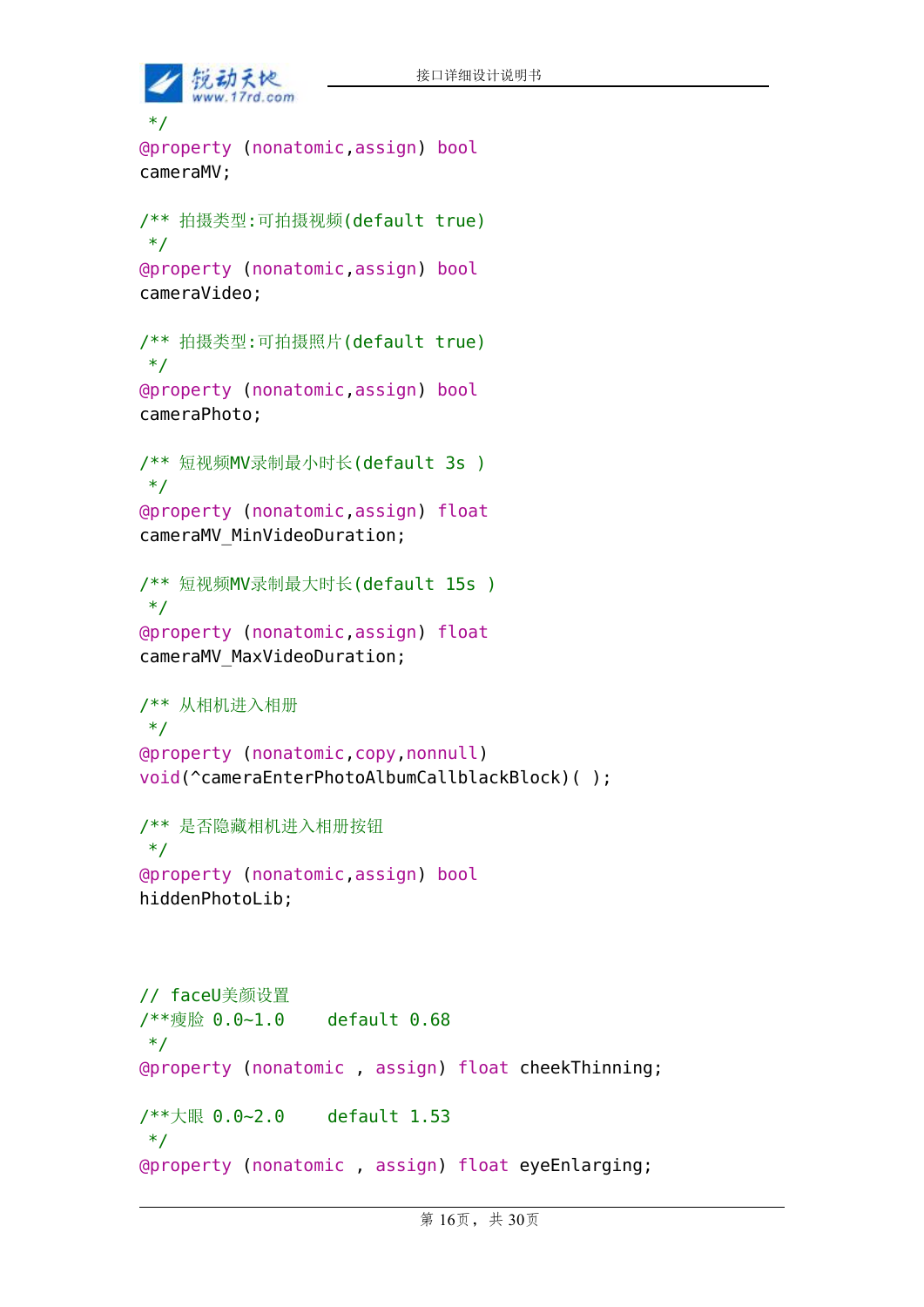```
 */
@property (nonatomic,assign) bool cameraMV;

/** 拍摄类型:可拍摄视频(default true)
 */
@property (nonatomic,assign) bool cameraVideo;

/** 拍摄类型:可拍摄照片(default true)
 */
@property (nonatomic,assign) bool cameraPhoto;

/** 短视频MV录制最小时长(default 3s )
 */
@property (nonatomic,assign) float cameraMV_MinVideoDuration;

/** 短视频MV录制最大时长(default 15s )
 */
@property (nonatomic,assign) float cameraMV_MaxVideoDuration;

/** 从相机进入相册
 */
@property (nonatomic,copy,nonnull) void(^cameraEnterPhotoAlbumCallblackBlock)( );

/** 是否隐藏相机进入相册按钮
 */
@property (nonatomic,assign) bool hiddenPhotoLib;



// faceU美颜设置
/**瘦脸 0.0~1.0    default 0.68
 */
@property (nonatomic , assign) float cheekThinning;

/**大眼 0.0~2.0    default 1.53
 */
@property (nonatomic , assign) float eyeEnlarging;
```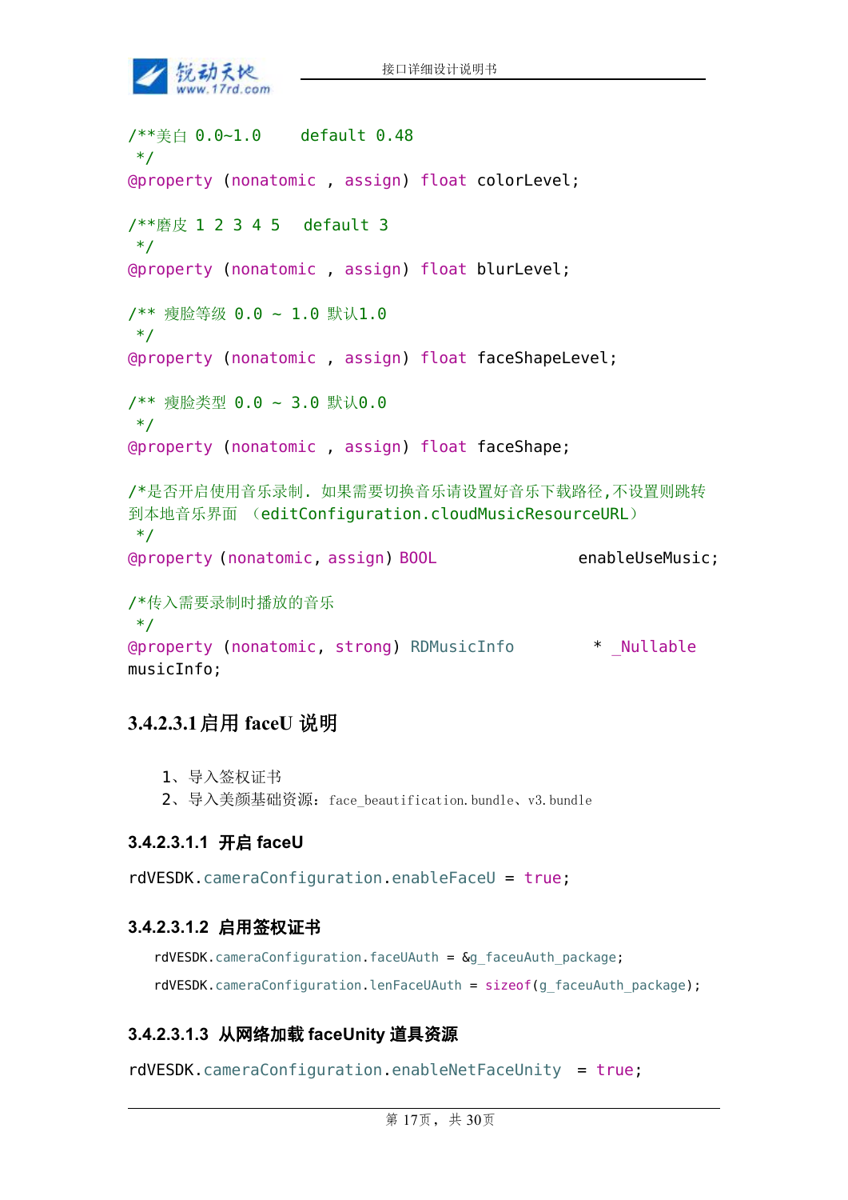```
/**美白 0.0~1.0    default 0.48
 */
@property (nonatomic , assign) float colorLevel;

/**磨皮 1 2 3 4 5  default 3
 */
@property (nonatomic , assign) float blurLevel;

/** 瘦脸等级 0.0 ~ 1.0 默认1.0
 */
@property (nonatomic , assign) float faceShapeLevel;

/** 瘦脸类型 0.0 ~ 3.0 默认0.0
 */
@property (nonatomic , assign) float faceShape;

/*是否开启使用音乐录制. 如果需要切换音乐请设置好音乐下载路径,不设置则跳转到本地音乐界面 （editConfiguration.cloudMusicResourceURL）
 */
@property (nonatomic, assign) BOOL              enableUseMusic;

/*传入需要录制时播放的音乐
 */
@property (nonatomic, strong) RDMusicInfo        * _Nullable musicInfo;
```

### 3.4.2.3.1 启用 faceU 说明

1、导入签权证书
2、导入美颜基础资源：face_beautification.bundle、v3.bundle

#### 3.4.2.3.1.1 开启 faceU

```
rdVESDK.cameraConfiguration.enableFaceU = true;
```

#### 3.4.2.3.1.2 启用签权证书

```
rdVESDK.cameraConfiguration.faceUAuth = &g_faceuAuth_package;
rdVESDK.cameraConfiguration.lenFaceUAuth = sizeof(g_faceuAuth_package);
```

#### 3.4.2.3.1.3 从网络加载 faceUnity 道具资源

```
rdVESDK.cameraConfiguration.enableNetFaceUnity  = true;
```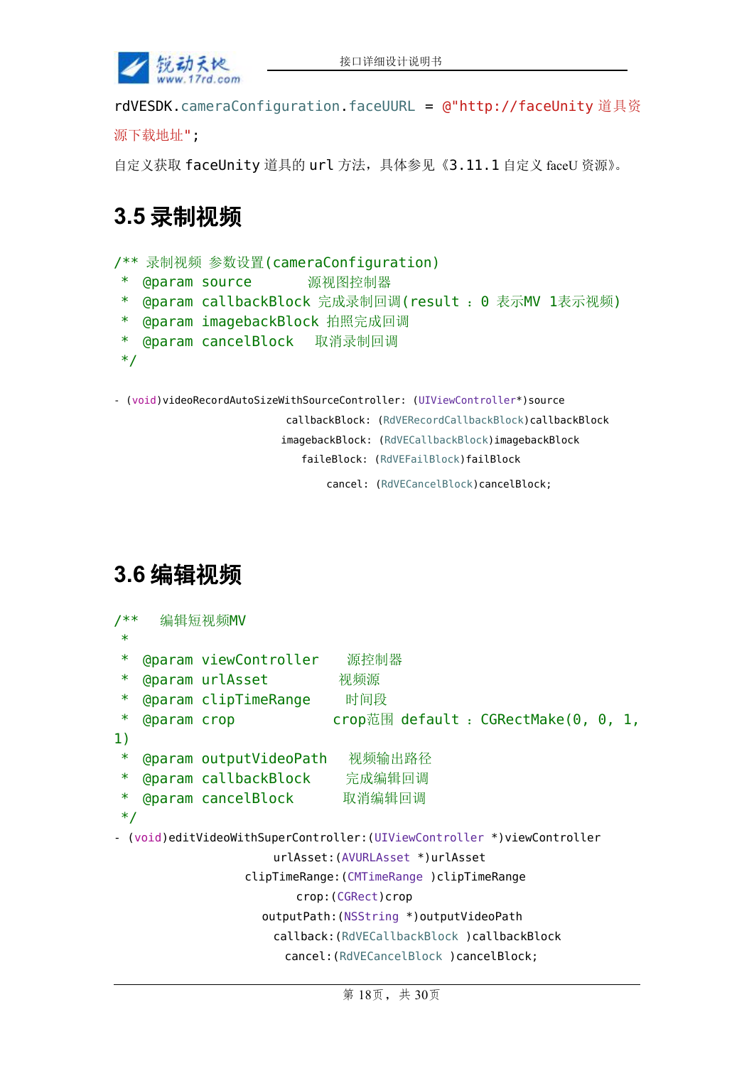```
rdVESDK.cameraConfiguration.faceUURL = @"http://faceUnity 道具资源下载地址";
```

自定义获取 faceUnity 道具的 url 方法，具体参见《3.11.1 自定义 faceU 资源》。

## 3.5 录制视频

```
/** 录制视频 参数设置(cameraConfiguration)
 * @param source       源视图控制器
 * @param callbackBlock 完成录制回调(result : 0 表示MV 1表示视频)
 * @param imagebackBlock 拍照完成回调
 * @param cancelBlock   取消录制回调
 */

- (void)videoRecordAutoSizeWithSourceController: (UIViewController*)source
                              callbackBlock: (RdVERecordCallbackBlock)callbackBlock
                             imagebackBlock: (RdVECallbackBlock)imagebackBlock
                                 faileBlock: (RdVEFailBlock)failBlock
                                     cancel: (RdVECancelBlock)cancelBlock;
```

## 3.6 编辑视频

```
/**   编辑短视频MV
 *
 * @param viewController     源控制器
 * @param urlAsset          视频源
 * @param clipTimeRange      时间段
 * @param crop             crop范围 default : CGRectMake(0, 0, 1, 1)
 * @param outputVideoPath    视频输出路径
 * @param callbackBlock      完成编辑回调
 * @param cancelBlock       取消编辑回调
 */
- (void)editVideoWithSuperController:(UIViewController *)viewController
                            urlAsset:(AVURLAsset *)urlAsset
                       clipTimeRange:(CMTimeRange )clipTimeRange
                                crop:(CGRect)crop
                          outputPath:(NSString *)outputVideoPath
                            callback:(RdVECallbackBlock )callbackBlock
                              cancel:(RdVECancelBlock )cancelBlock;
```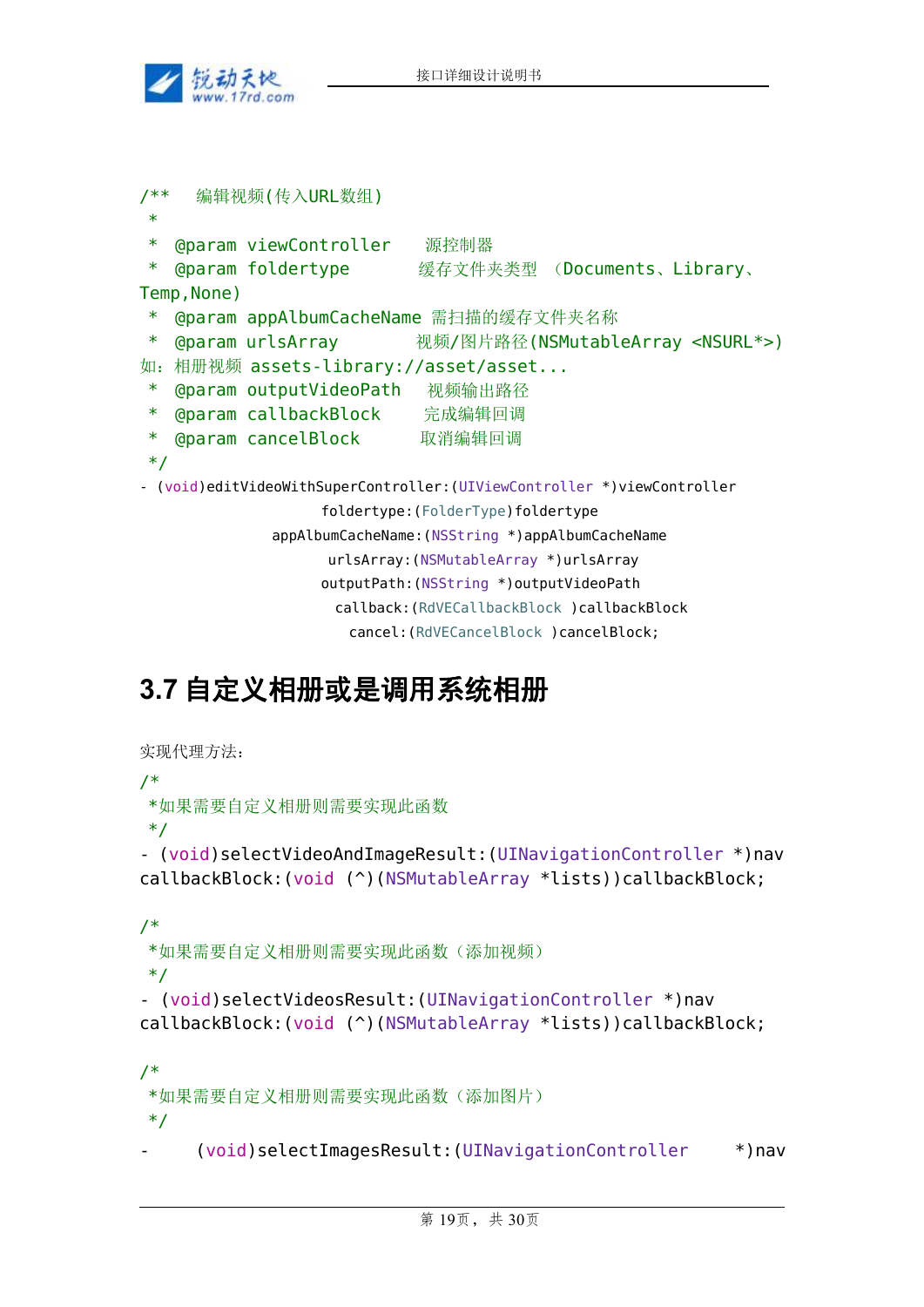```
/**   编辑视频(传入URL数组)
 *
 *  @param viewController    源控制器
 *  @param foldertype        缓存文件夹类型 （Documents、Library、Temp,None)
 *  @param appAlbumCacheName 需扫描的缓存文件夹名称
 *  @param urlsArray         视频/图片路径(NSMutableArray <NSURL*>) 如：相册视频 assets-library://asset/asset...
 *  @param outputVideoPath   视频输出路径
 *  @param callbackBlock     完成编辑回调
 *  @param cancelBlock       取消编辑回调
 */
- (void)editVideoWithSuperController:(UIViewController *)viewController
                          foldertype:(FolderType)foldertype
                   appAlbumCacheName:(NSString *)appAlbumCacheName
                           urlsArray:(NSMutableArray *)urlsArray
                          outputPath:(NSString *)outputVideoPath
                            callback:(RdVECallbackBlock )callbackBlock
                              cancel:(RdVECancelBlock )cancelBlock;
```

## 3.7 自定义相册或是调用系统相册

实现代理方法：

```
/*
 *如果需要自定义相册则需要实现此函数
 */
- (void)selectVideoAndImageResult:(UINavigationController *)nav callbackBlock:(void (^)(NSMutableArray *lists))callbackBlock;

/*
 *如果需要自定义相册则需要实现此函数（添加视频）
 */
- (void)selectVideosResult:(UINavigationController *)nav callbackBlock:(void (^)(NSMutableArray *lists))callbackBlock;

/*
 *如果需要自定义相册则需要实现此函数（添加图片）
 */
- (void)selectImagesResult:(UINavigationController *)nav
```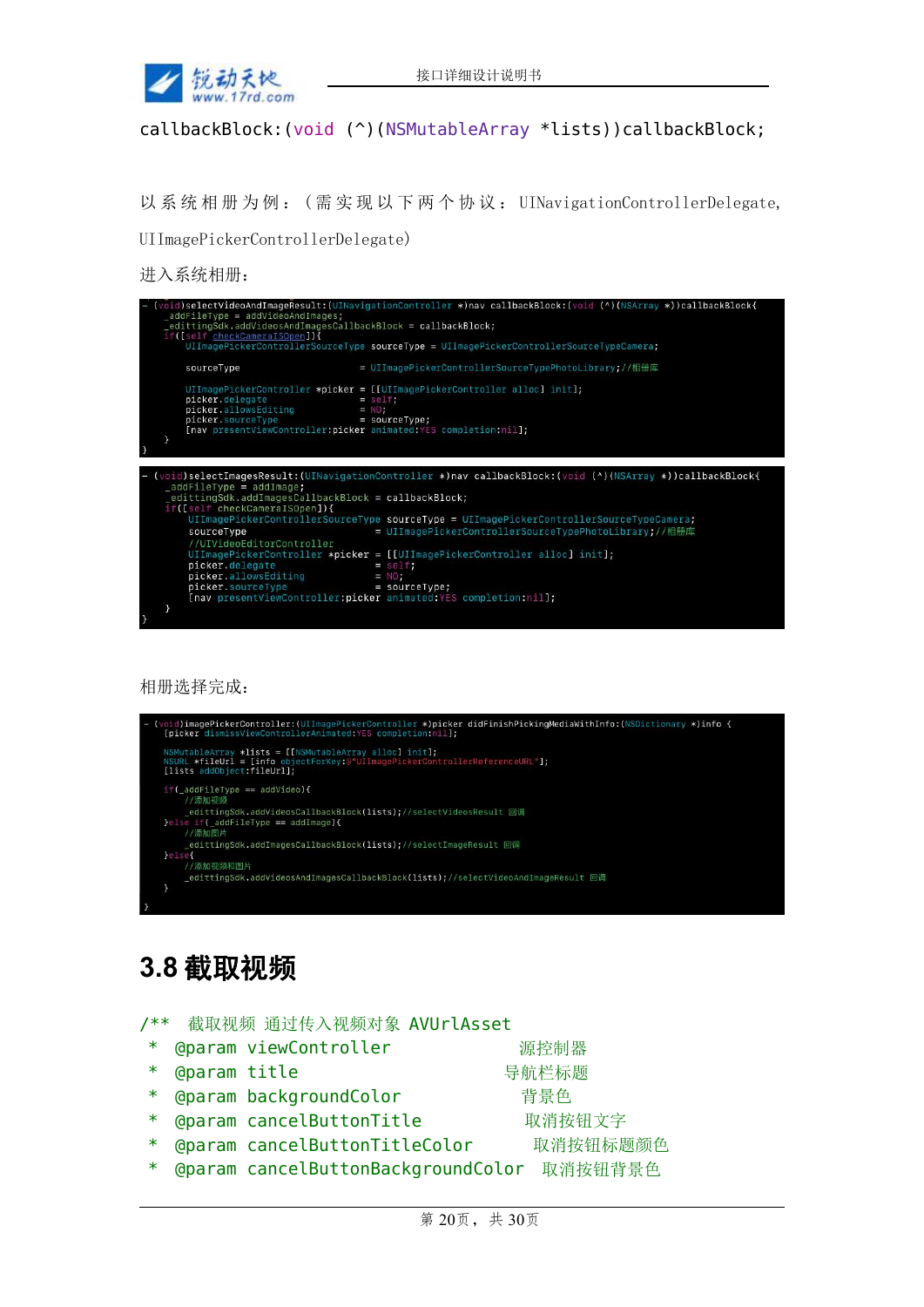```
callbackBlock:(void (^)(NSMutableArray *lists))callbackBlock;
```

以系统相册为例：（需实现以下两个协议：UINavigationControllerDelegate, UIImagePickerControllerDelegate)

进入系统相册：

```
- (void)selectVideoAndImageResult:(UINavigationController *)nav callbackBlock:(void (^)(NSArray *))callbackBlock{
    _addFileType = addVideoAndImages;
    _edittingSdk.addVideosAndImagesCallbackBlock = callbackBlock;
    if([self checkCameraISOpen]){
        UIImagePickerControllerSourceType sourceType = UIImagePickerControllerSourceTypeCamera;

        sourceType                 = UIImagePickerControllerSourceTypePhotoLibrary;//相册库

        UIImagePickerController *picker = [[UIImagePickerController alloc] init];
        picker.delegate            = self;
        picker.allowsEditing       = NO;
        picker.sourceType          = sourceType;
        [nav presentViewController:picker animated:YES completion:nil];
    }
}
```

```
- (void)selectImagesResult:(UINavigationController *)nav callbackBlock:(void (^)(NSArray *))callbackBlock{
    _addFileType = addImage;
    _edittingSdk.addImagesCallbackBlock = callbackBlock;
    if([self checkCameraISOpen]){
        UIImagePickerControllerSourceType sourceType = UIImagePickerControllerSourceTypeCamera;
        sourceType                 = UIImagePickerControllerSourceTypePhotoLibrary;//相册库
        //UIVideoEditorController
        UIImagePickerController *picker = [[UIImagePickerController alloc] init];
        picker.delegate            = self;
        picker.allowsEditing       = NO;
        picker.sourceType          = sourceType;
        [nav presentViewController:picker animated:YES completion:nil];
    }
}
```

相册选择完成：

```
- (void)imagePickerController:(UIImagePickerController *)picker didFinishPickingMediaWithInfo:(NSDictionary *)info {
    [picker dismissViewControllerAnimated:YES completion:nil];

    NSMutableArray *lists = [[NSMutableArray alloc] init];
    NSURL *fileUrl = [info objectForKey:@"UIImagePickerControllerReferenceURL"];
    [lists addObject:fileUrl];

    if(_addFileType == addVideo){
        //添加视频
        _edittingSdk.addVideosCallbackBlock(lists);//selectVideosResult 回调
    }else if(_addFileType == addImage){
        //添加图片
        _edittingSdk.addImagesCallbackBlock(lists);//selectImageResult 回调
    }else{
        //添加视频和图片
        _edittingSdk.addVideosAndImagesCallbackBlock(lists);//selectVideoAndImageResult 回调
    }
}
```

## 3.8 截取视频

```
/**  截取视频 通过传入视频对象 AVUrlAsset
 *  @param viewController              源控制器
 *  @param title                       导航栏标题
 *  @param backgroundColor             背景色
 *  @param cancelButtonTitle           取消按钮文字
 *  @param cancelButtonTitleColor      取消按钮标题颜色
 *  @param cancelButtonBackgroundColor 取消按钮背景色
```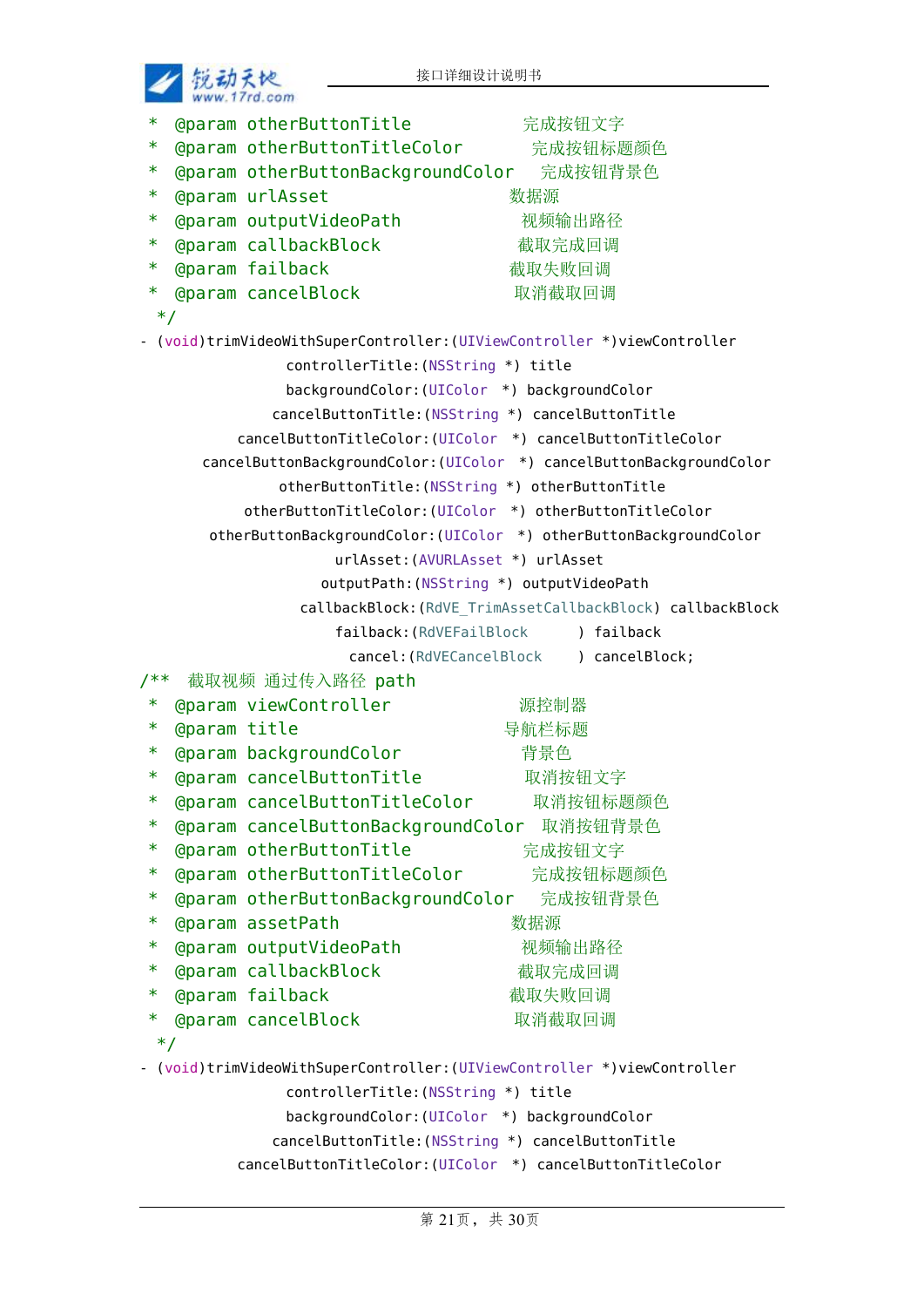```
 *  @param otherButtonTitle              完成按钮文字
 *  @param otherButtonTitleColor         完成按钮标题颜色
 *  @param otherButtonBackgroundColor    完成按钮背景色
 *  @param urlAsset                      数据源
 *  @param outputVideoPath               视频输出路径
 *  @param callbackBlock                 截取完成回调
 *  @param failback                      截取失败回调
 *  @param cancelBlock                   取消截取回调
 */
- (void)trimVideoWithSuperController:(UIViewController *)viewController
                  controllerTitle:(NSString *) title
                  backgroundColor:(UIColor  *) backgroundColor
                cancelButtonTitle:(NSString *) cancelButtonTitle
           cancelButtonTitleColor:(UIColor  *) cancelButtonTitleColor
      cancelButtonBackgroundColor:(UIColor  *) cancelButtonBackgroundColor
                 otherButtonTitle:(NSString *) otherButtonTitle
            otherButtonTitleColor:(UIColor  *) otherButtonTitleColor
       otherButtonBackgroundColor:(UIColor  *) otherButtonBackgroundColor
                         urlAsset:(AVURLAsset *) urlAsset
                       outputPath:(NSString *) outputVideoPath
                    callbackBlock:(RdVE_TrimAssetCallbackBlock) callbackBlock
                         failback:(RdVEFailBlock      ) failback
                           cancel:(RdVECancelBlock    ) cancelBlock;
/**  截取视频 通过传入路径 path
 *  @param viewController                源控制器
 *  @param title                         导航栏标题
 *  @param backgroundColor               背景色
 *  @param cancelButtonTitle             取消按钮文字
 *  @param cancelButtonTitleColor        取消按钮标题颜色
 *  @param cancelButtonBackgroundColor   取消按钮背景色
 *  @param otherButtonTitle              完成按钮文字
 *  @param otherButtonTitleColor         完成按钮标题颜色
 *  @param otherButtonBackgroundColor    完成按钮背景色
 *  @param assetPath                     数据源
 *  @param outputVideoPath               视频输出路径
 *  @param callbackBlock                 截取完成回调
 *  @param failback                      截取失败回调
 *  @param cancelBlock                   取消截取回调
 */
- (void)trimVideoWithSuperController:(UIViewController *)viewController
                  controllerTitle:(NSString *) title
                  backgroundColor:(UIColor  *) backgroundColor
                cancelButtonTitle:(NSString *) cancelButtonTitle
           cancelButtonTitleColor:(UIColor  *) cancelButtonTitleColor
```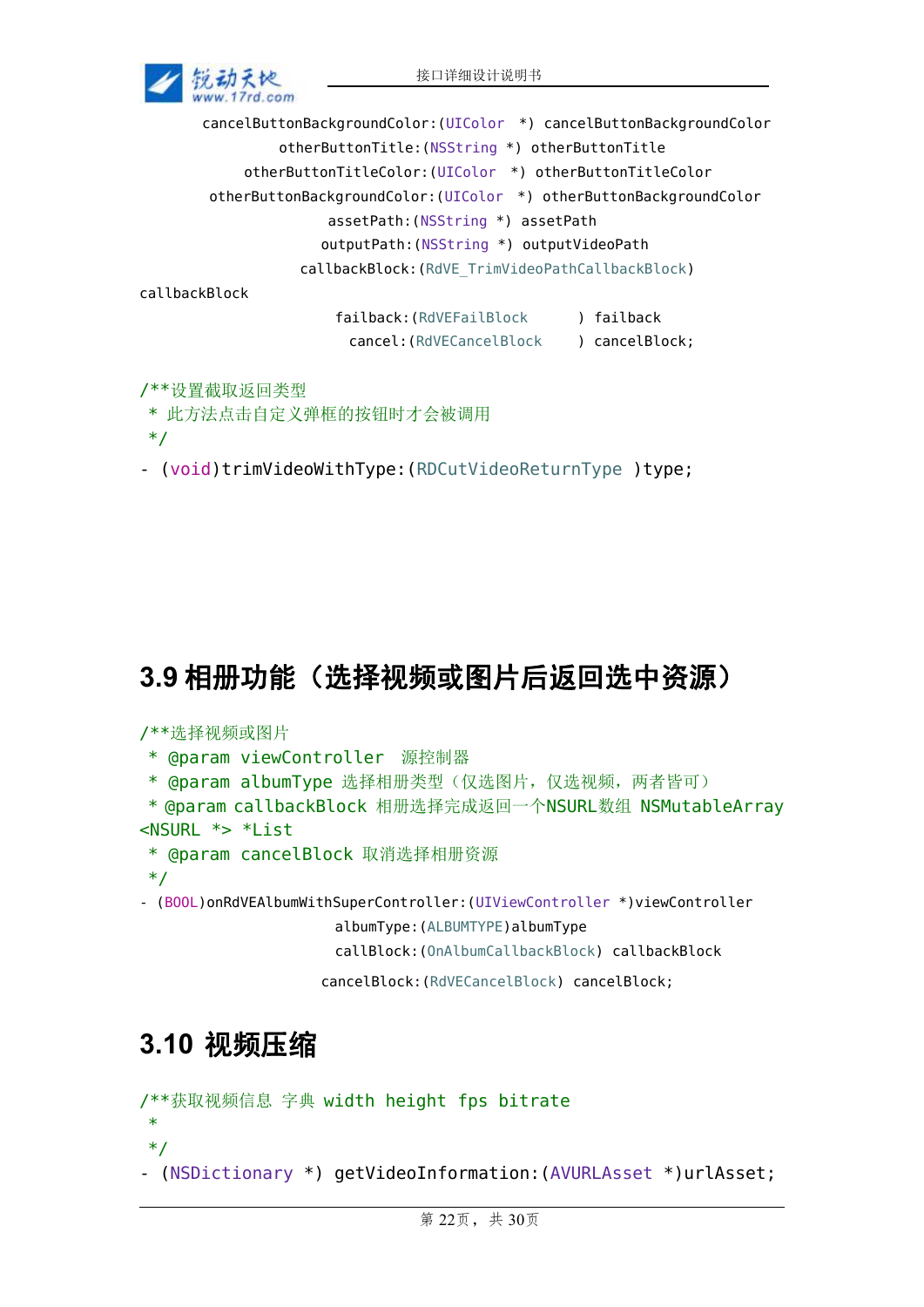```
cancelButtonBackgroundColor:(UIColor  *) cancelButtonBackgroundColor
           otherButtonTitle:(NSString *) otherButtonTitle
      otherButtonTitleColor:(UIColor  *) otherButtonTitleColor
 otherButtonBackgroundColor:(UIColor  *) otherButtonBackgroundColor
                  assetPath:(NSString *) assetPath
                 outputPath:(NSString *) outputVideoPath
              callbackBlock:(RdVE_TrimVideoPathCallbackBlock)
callbackBlock
                   failback:(RdVEFailBlock      ) failback
                     cancel:(RdVECancelBlock    ) cancelBlock;

/**设置截取返回类型
 * 此方法点击自定义弹框的按钮时才会被调用
 */
- (void)trimVideoWithType:(RDCutVideoReturnType )type;
```

## 3.9 相册功能（选择视频或图片后返回选中资源）

```
/**选择视频或图片
 * @param viewController  源控制器
 * @param albumType 选择相册类型（仅选图片，仅选视频，两者皆可）
 * @param callbackBlock 相册选择完成返回一个NSURL数组 NSMutableArray
<NSURL *> *List
 * @param cancelBlock 取消选择相册资源
 */
- (BOOL)onRdVEAlbumWithSuperController:(UIViewController *)viewController
                             albumType:(ALBUMTYPE)albumType
                             callBlock:(OnAlbumCallbackBlock) callbackBlock
                           cancelBlock:(RdVECancelBlock) cancelBlock;
```

## 3.10 视频压缩

```
/**获取视频信息 字典 width height fps bitrate
 *
 */
- (NSDictionary *) getVideoInformation:(AVURLAsset *)urlAsset;
```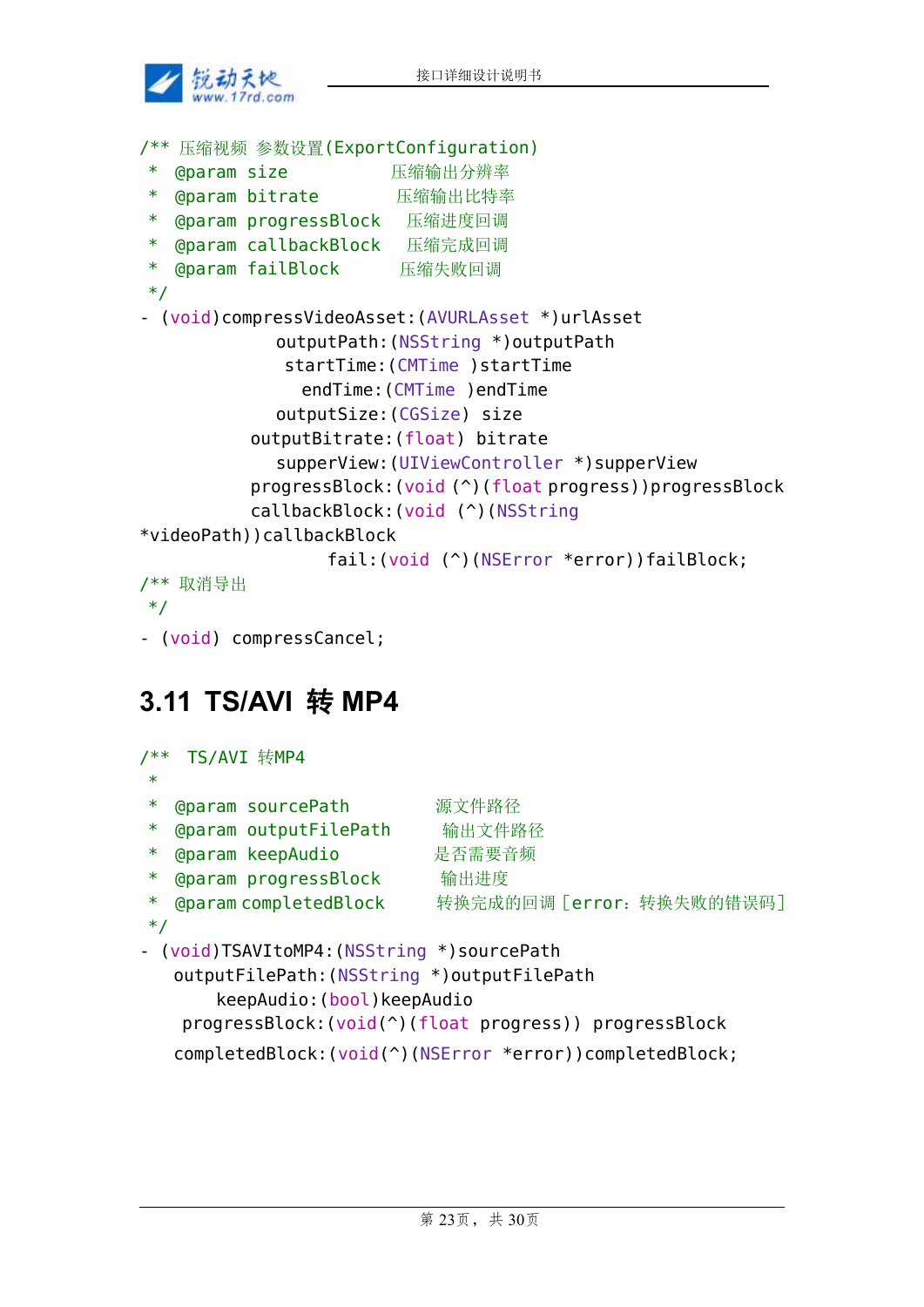```objc
/** 压缩视频 参数设置(ExportConfiguration)
 *  @param size            压缩输出分辨率
 *  @param bitrate          压缩输出比特率
 *  @param progressBlock    压缩进度回调
 *  @param callbackBlock    压缩完成回调
 *  @param failBlock        压缩失败回调
 */
- (void)compressVideoAsset:(AVURLAsset *)urlAsset
              outputPath:(NSString *)outputPath
               startTime:(CMTime )startTime
                 endTime:(CMTime )endTime
              outputSize:(CGSize) size
           outputBitrate:(float) bitrate
              supperView:(UIViewController *)supperView
           progressBlock:(void (^)(float progress))progressBlock
           callbackBlock:(void (^)(NSString
*videoPath))callbackBlock
                    fail:(void (^)(NSError *error))failBlock;
/** 取消导出
 */
- (void) compressCancel;
```

## 3.11 TS/AVI 转 MP4

```objc
/**  TS/AVI 转MP4
 *
 *  @param sourcePath          源文件路径
 *  @param outputFilePath       输出文件路径
 *  @param keepAudio           是否需要音频
 *  @param progressBlock        输出进度
 *  @param completedBlock       转换完成的回调 [error：转换失败的错误码]
 */
- (void)TSAVItoMP4:(NSString *)sourcePath
  outputFilePath:(NSString *)outputFilePath
      keepAudio:(bool)keepAudio
   progressBlock:(void(^)(float progress)) progressBlock
  completedBlock:(void(^)(NSError *error))completedBlock;
```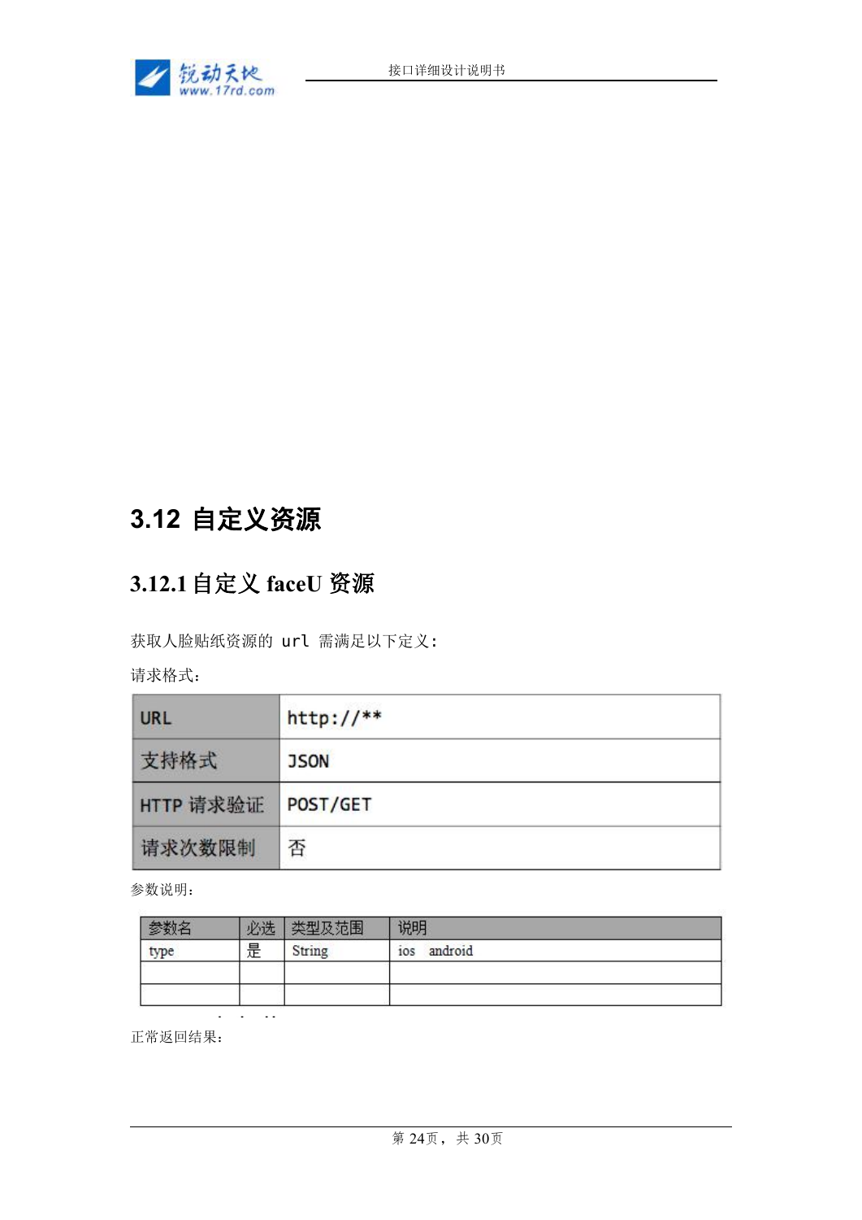## 3.12 自定义资源

### 3.12.1 自定义 faceU 资源

获取人脸贴纸资源的 url 需满足以下定义:

请求格式:

| URL | http://** |
|---|---|
| 支持格式 | JSON |
| HTTP 请求验证 | POST/GET |
| 请求次数限制 | 否 |

参数说明:

| 参数名 | 必选 | 类型及范围 | 说明 |
|---|---|---|---|
| type | 是 | String | ios android |
| | | | |
| | | | |

正常返回结果: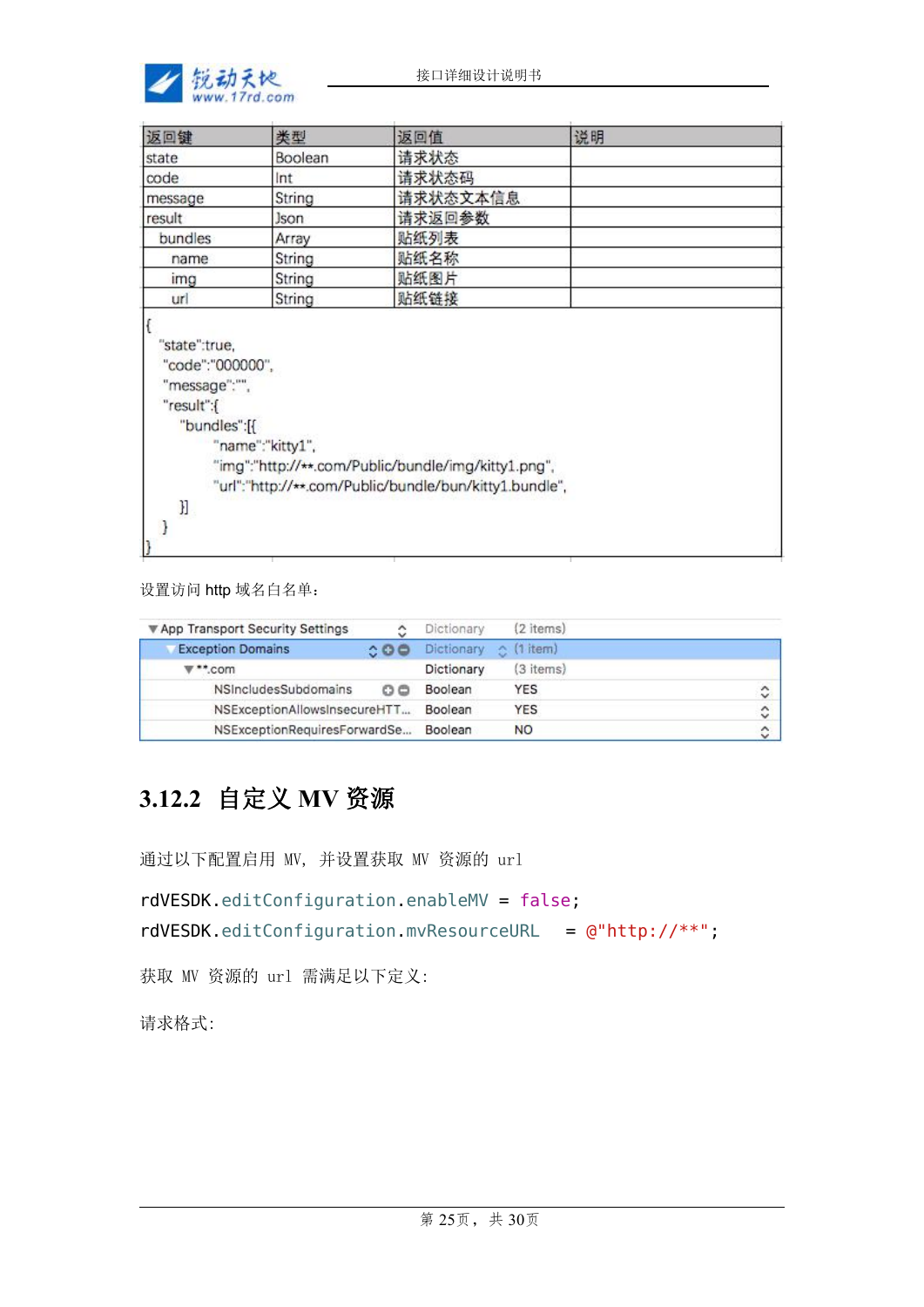| 返回键 | 类型 | 返回值 | 说明 |
|---|---|---|---|
| state | Boolean | 请求状态 | |
| code | Int | 请求状态码 | |
| message | String | 请求状态文本信息 | |
| result | Json | 请求返回参数 | |
| bundles | Array | 贴纸列表 | |
| name | String | 贴纸名称 | |
| img | String | 贴纸图片 | |
| url | String | 贴纸链接 | |

```
{
  "state":true,
  "code":"000000",
  "message":"",
  "result":{
    "bundles":[{
        "name":"kitty1",
        "img":"http://**.com/Public/bundle/img/kitty1.png",
        "url":"http://**.com/Public/bundle/bun/kitty1.bundle",
    }]
  }
}
```

设置访问 http 域名白名单：

| Key | Type | Value |
|---|---|---|
| ▼App Transport Security Settings | Dictionary | (2 items) |
| ▼Exception Domains | Dictionary | (1 item) |
| ▼**.com | Dictionary | (3 items) |
| NSIncludesSubdomains | Boolean | YES |
| NSExceptionAllowsInsecureHTT... | Boolean | YES |
| NSExceptionRequiresForwardSe... | Boolean | NO |

## 3.12.2 自定义 MV 资源

通过以下配置启用 MV，并设置获取 MV 资源的 url

```
rdVESDK.editConfiguration.enableMV = false;
rdVESDK.editConfiguration.mvResourceURL  = @"http://**";
```

获取 MV 资源的 url 需满足以下定义：

请求格式：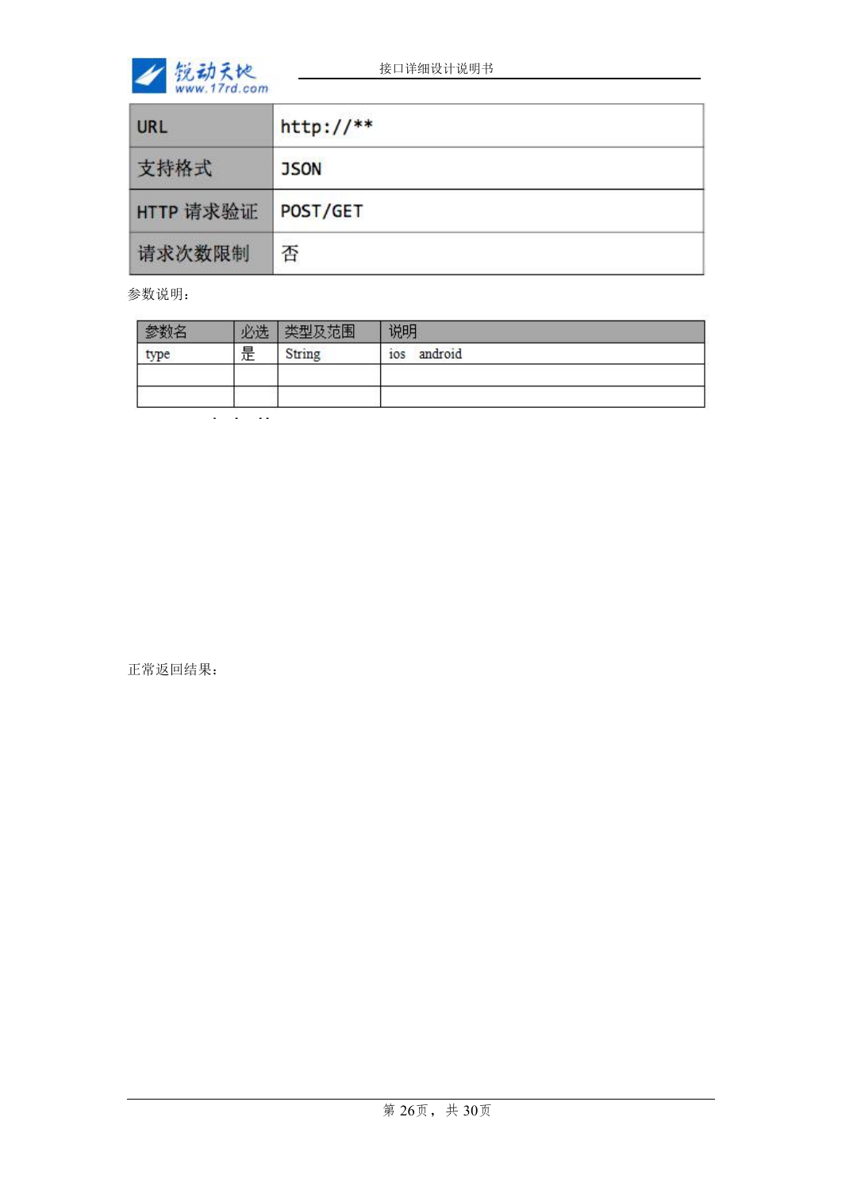| URL | http://** |
|---|---|
| 支持格式 | JSON |
| HTTP 请求验证 | POST/GET |
| 请求次数限制 | 否 |

参数说明：

| 参数名 | 必选 | 类型及范围 | 说明 |
|---|---|---|---|
| type | 是 | String | ios　android |
| | | | |
| | | | |

正常返回结果：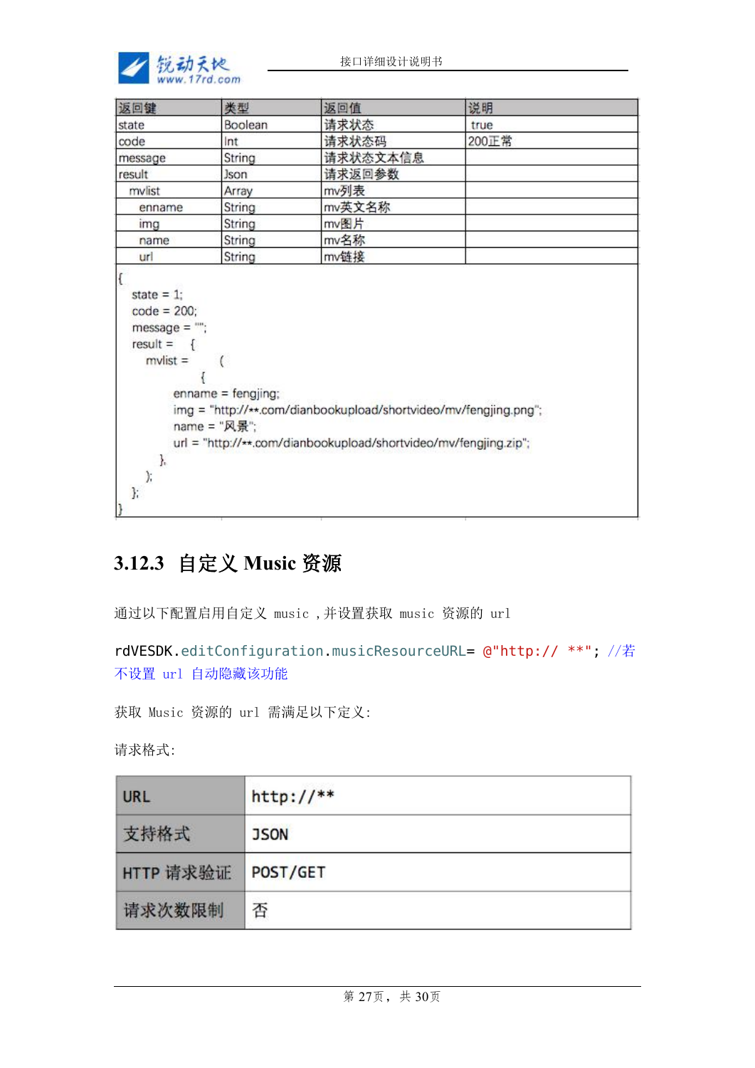| 返回键 | 类型 | 返回值 | 说明 |
| --- | --- | --- | --- |
| state | Boolean | 请求状态 | true |
| code | Int | 请求状态码 | 200正常 |
| message | String | 请求状态文本信息 | |
| result | Json | 请求返回参数 | |
| mvlist | Array | mv列表 | |
| enname | String | mv英文名称 | |
| img | String | mv图片 | |
| name | String | mv名称 | |
| url | String | mv链接 | |

```
{
    state = 1;
    code = 200;
    message = "";
    result =    {
        mvlist =        (
                {
            enname = fengjing;
            img = "http://**.com/dianbookupload/shortvideo/mv/fengjing.png";
            name = "风景";
            url = "http://**.com/dianbookupload/shortvideo/mv/fengjing.zip";
        },
        );
    };
}
```

### 3.12.3 自定义 Music 资源

通过以下配置启用自定义 music ,并设置获取 music 资源的 url

```
rdVESDK.editConfiguration.musicResourceURL= @"http:// **"; //若不设置 url 自动隐藏该功能
```

获取 Music 资源的 url 需满足以下定义:

请求格式:

| URL | http://** |
| --- | --- |
| 支持格式 | JSON |
| HTTP 请求验证 | POST/GET |
| 请求次数限制 | 否 |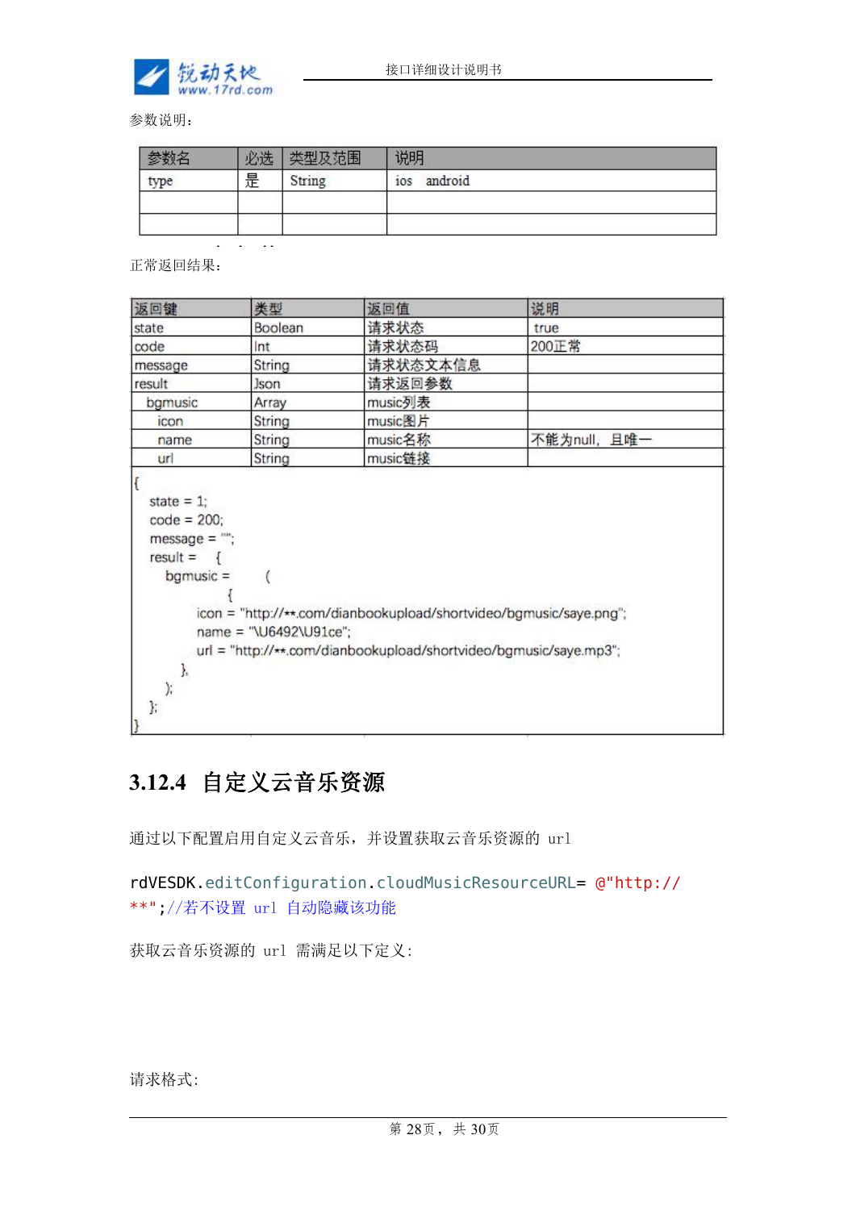参数说明：

| 参数名 | 必选 | 类型及范围 | 说明 |
|---|---|---|---|
| type | 是 | String | ios  android |
| | | | |
| | | | |

正常返回结果：

| 返回键 | 类型 | 返回值 | 说明 |
|---|---|---|---|
| state | Boolean | 请求状态 | true |
| code | Int | 请求状态码 | 200正常 |
| message | String | 请求状态文本信息 | |
| result | Json | 请求返回参数 | |
| bgmusic | Array | music列表 | |
| icon | String | music图片 | |
| name | String | music名称 | 不能为null，且唯一 |
| url | String | music链接 | |

```
{
    state = 1;
    code = 200;
    message = "";
    result =    {
        bgmusic =       (
                {
                icon = "http://**.com/dianbookupload/shortvideo/bgmusic/saye.png";
                name = "\U6492\U91ce";
                url = "http://**.com/dianbookupload/shortvideo/bgmusic/saye.mp3";
            },
        );
    };
}
```

## 3.12.4 自定义云音乐资源

通过以下配置启用自定义云音乐，并设置获取云音乐资源的 url

```
rdVESDK.editConfiguration.cloudMusicResourceURL= @"http://**";//若不设置 url 自动隐藏该功能
```

获取云音乐资源的 url 需满足以下定义：

请求格式：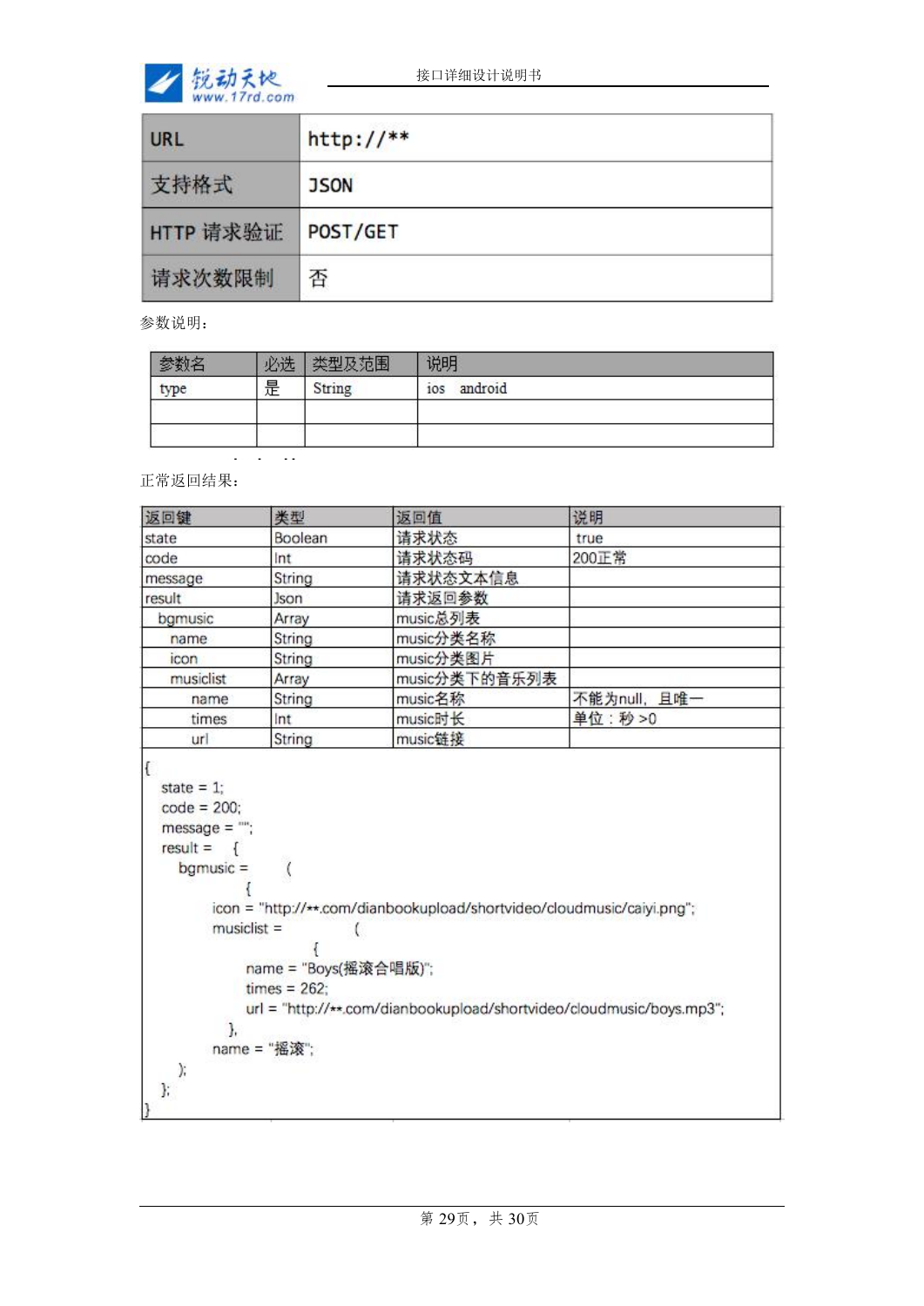| URL | http://** |
|---|---|
| 支持格式 | JSON |
| HTTP 请求验证 | POST/GET |
| 请求次数限制 | 否 |

参数说明：

| 参数名 | 必选 | 类型及范围 | 说明 |
|---|---|---|---|
| type | 是 | String | ios android |
| | | | |
| | | | |

正常返回结果：

| 返回键 | 类型 | 返回值 | 说明 |
|---|---|---|---|
| state | Boolean | 请求状态 | true |
| code | Int | 请求状态码 | 200正常 |
| message | String | 请求状态文本信息 | |
| result | Json | 请求返回参数 | |
| bgmusic | Array | music总列表 | |
| name | String | music分类名称 | |
| icon | String | music分类图片 | |
| musiclist | Array | music分类下的音乐列表 | |
| name | String | music名称 | 不能为null，且唯一 |
| times | Int | music时长 | 单位：秒 >0 |
| url | String | music链接 | |

```
{
    state = 1;
    code = 200;
    message = "";
    result =    {
        bgmusic =       (
                {
            icon = "http://**.com/dianbookupload/shortvideo/cloudmusic/caiyi.png";
            musiclist =         (
                        {
                name = "Boys(摇滚合唱版)";
                times = 262;
                url = "http://**.com/dianbookupload/shortvideo/cloudmusic/boys.mp3";
            },
            name = "摇滚";
        );
    };
}
```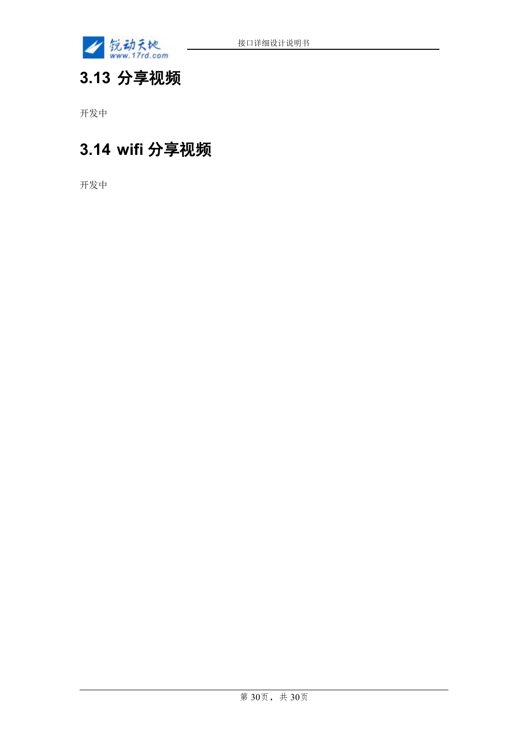## 3.13 分享视频

开发中

## 3.14 wifi 分享视频

开发中